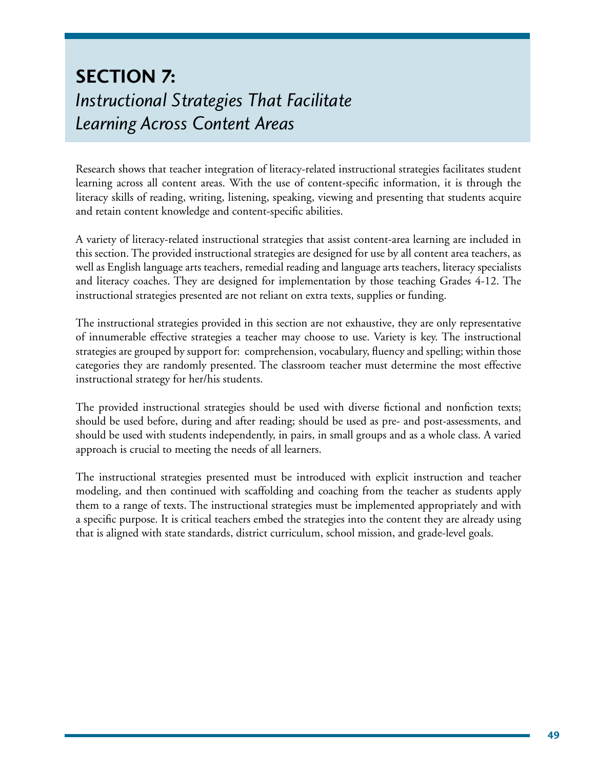# SECTION 7:
## *Instructional Strategies That Facilitate Learning Across Content Areas*

Research shows that teacher integration of literacy-related instructional strategies facilitates student learning across all content areas. With the use of content-specific information, it is through the literacy skills of reading, writing, listening, speaking, viewing and presenting that students acquire and retain content knowledge and content-specific abilities.

A variety of literacy-related instructional strategies that assist content-area learning are included in this section. The provided instructional strategies are designed for use by all content area teachers, as well as English language arts teachers, remedial reading and language arts teachers, literacy specialists and literacy coaches. They are designed for implementation by those teaching Grades 4-12. The instructional strategies presented are not reliant on extra texts, supplies or funding.

The instructional strategies provided in this section are not exhaustive, they are only representative of innumerable effective strategies a teacher may choose to use. Variety is key. The instructional strategies are grouped by support for: comprehension, vocabulary, fluency and spelling; within those categories they are randomly presented. The classroom teacher must determine the most effective instructional strategy for her/his students.

The provided instructional strategies should be used with diverse fictional and nonfiction texts; should be used before, during and after reading; should be used as pre- and post-assessments, and should be used with students independently, in pairs, in small groups and as a whole class. A varied approach is crucial to meeting the needs of all learners.

The instructional strategies presented must be introduced with explicit instruction and teacher modeling, and then continued with scaffolding and coaching from the teacher as students apply them to a range of texts. The instructional strategies must be implemented appropriately and with a specific purpose. It is critical teachers embed the strategies into the content they are already using that is aligned with state standards, district curriculum, school mission, and grade-level goals.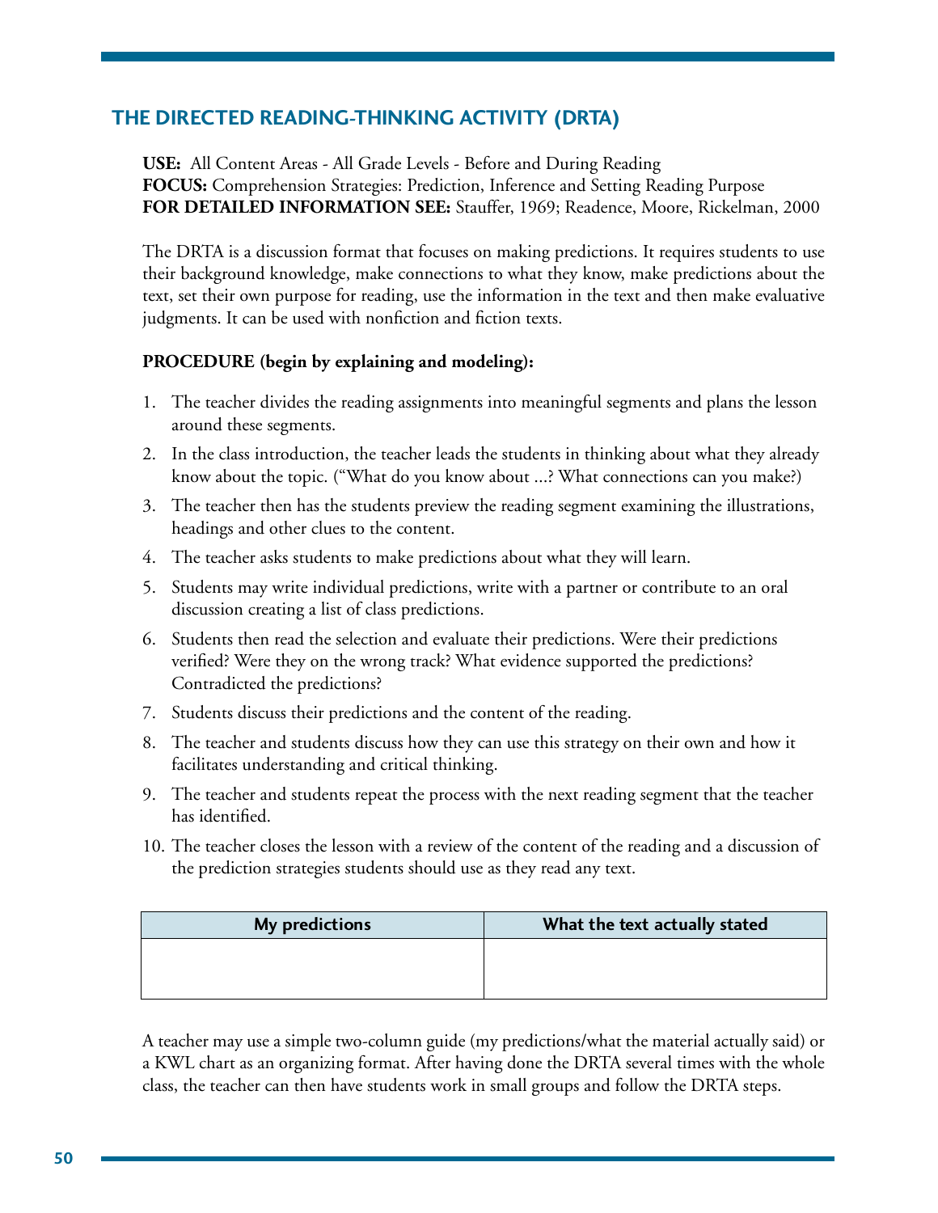## THE DIRECTED READING-THINKING ACTIVITY (DRTA)

**USE:** All Content Areas - All Grade Levels - Before and During Reading
**FOCUS:** Comprehension Strategies: Prediction, Inference and Setting Reading Purpose
**FOR DETAILED INFORMATION SEE:** Stauffer, 1969; Readence, Moore, Rickelman, 2000

The DRTA is a discussion format that focuses on making predictions. It requires students to use their background knowledge, make connections to what they know, make predictions about the text, set their own purpose for reading, use the information in the text and then make evaluative judgments. It can be used with nonfiction and fiction texts.

**PROCEDURE (begin by explaining and modeling):**

1. The teacher divides the reading assignments into meaningful segments and plans the lesson around these segments.
2. In the class introduction, the teacher leads the students in thinking about what they already know about the topic. ("What do you know about ...? What connections can you make?)
3. The teacher then has the students preview the reading segment examining the illustrations, headings and other clues to the content.
4. The teacher asks students to make predictions about what they will learn.
5. Students may write individual predictions, write with a partner or contribute to an oral discussion creating a list of class predictions.
6. Students then read the selection and evaluate their predictions. Were their predictions verified? Were they on the wrong track? What evidence supported the predictions? Contradicted the predictions?
7. Students discuss their predictions and the content of the reading.
8. The teacher and students discuss how they can use this strategy on their own and how it facilitates understanding and critical thinking.
9. The teacher and students repeat the process with the next reading segment that the teacher has identified.
10. The teacher closes the lesson with a review of the content of the reading and a discussion of the prediction strategies students should use as they read any text.

| My predictions | What the text actually stated |
|---|---|
| | |

A teacher may use a simple two-column guide (my predictions/what the material actually said) or a KWL chart as an organizing format. After having done the DRTA several times with the whole class, the teacher can then have students work in small groups and follow the DRTA steps.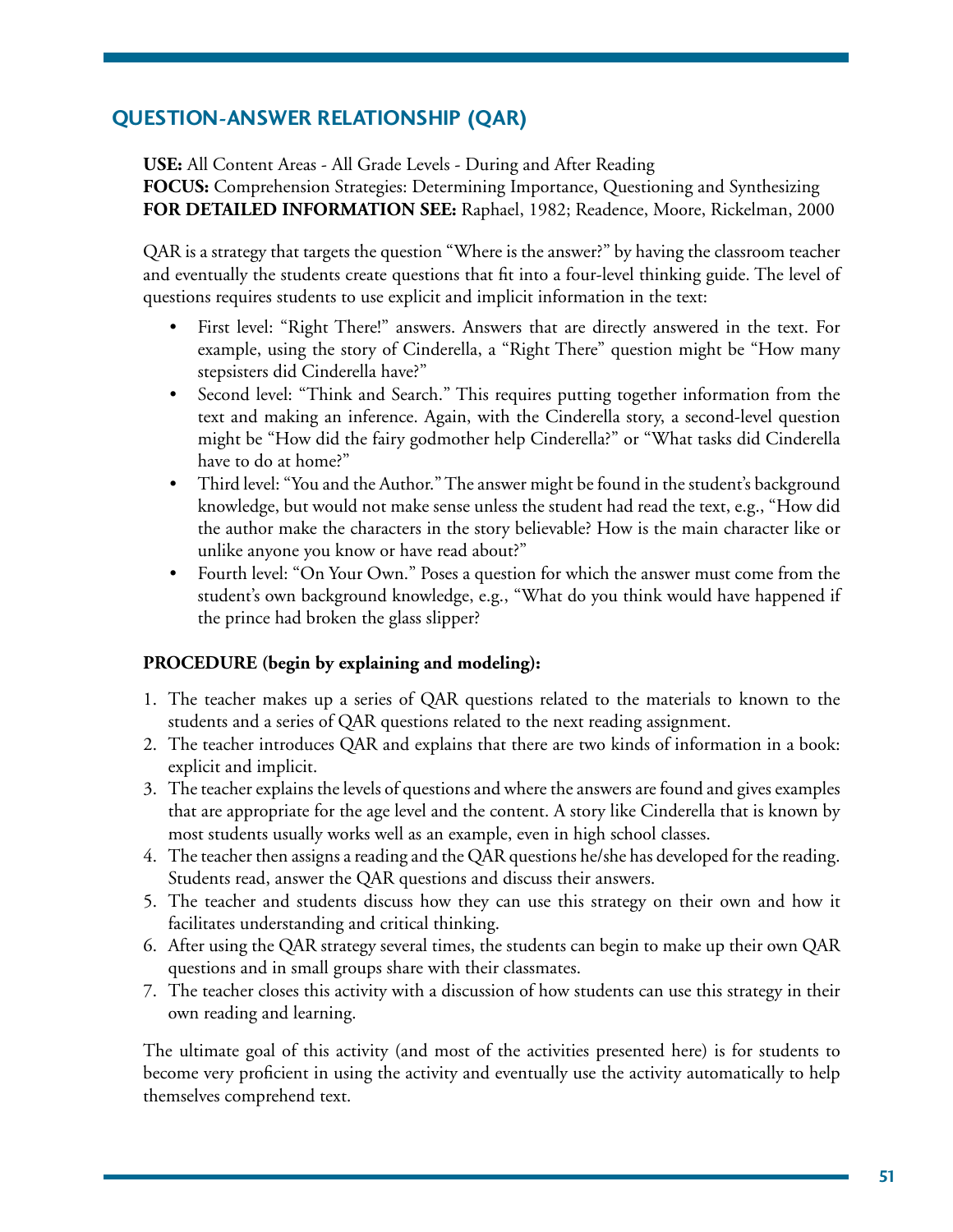## QUESTION-ANSWER RELATIONSHIP (QAR)

**USE:** All Content Areas - All Grade Levels - During and After Reading
**FOCUS:** Comprehension Strategies: Determining Importance, Questioning and Synthesizing
**FOR DETAILED INFORMATION SEE:** Raphael, 1982; Readence, Moore, Rickelman, 2000

QAR is a strategy that targets the question "Where is the answer?" by having the classroom teacher and eventually the students create questions that fit into a four-level thinking guide. The level of questions requires students to use explicit and implicit information in the text:

- First level: "Right There!" answers. Answers that are directly answered in the text. For example, using the story of Cinderella, a "Right There" question might be "How many stepsisters did Cinderella have?"
- Second level: "Think and Search." This requires putting together information from the text and making an inference. Again, with the Cinderella story, a second-level question might be "How did the fairy godmother help Cinderella?" or "What tasks did Cinderella have to do at home?"
- Third level: "You and the Author." The answer might be found in the student's background knowledge, but would not make sense unless the student had read the text, e.g., "How did the author make the characters in the story believable? How is the main character like or unlike anyone you know or have read about?"
- Fourth level: "On Your Own." Poses a question for which the answer must come from the student's own background knowledge, e.g., "What do you think would have happened if the prince had broken the glass slipper?

**PROCEDURE (begin by explaining and modeling):**

1. The teacher makes up a series of QAR questions related to the materials to known to the students and a series of QAR questions related to the next reading assignment.
2. The teacher introduces QAR and explains that there are two kinds of information in a book: explicit and implicit.
3. The teacher explains the levels of questions and where the answers are found and gives examples that are appropriate for the age level and the content. A story like Cinderella that is known by most students usually works well as an example, even in high school classes.
4. The teacher then assigns a reading and the QAR questions he/she has developed for the reading. Students read, answer the QAR questions and discuss their answers.
5. The teacher and students discuss how they can use this strategy on their own and how it facilitates understanding and critical thinking.
6. After using the QAR strategy several times, the students can begin to make up their own QAR questions and in small groups share with their classmates.
7. The teacher closes this activity with a discussion of how students can use this strategy in their own reading and learning.

The ultimate goal of this activity (and most of the activities presented here) is for students to become very proficient in using the activity and eventually use the activity automatically to help themselves comprehend text.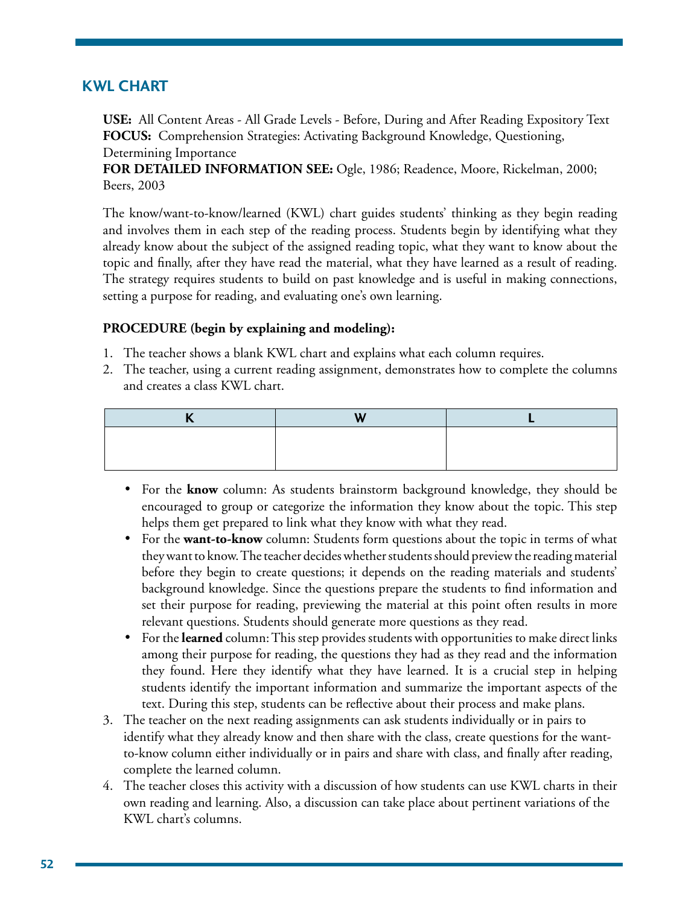## KWL CHART

**USE:** All Content Areas - All Grade Levels - Before, During and After Reading Expository Text
**FOCUS:** Comprehension Strategies: Activating Background Knowledge, Questioning, Determining Importance
**FOR DETAILED INFORMATION SEE:** Ogle, 1986; Readence, Moore, Rickelman, 2000; Beers, 2003

The know/want-to-know/learned (KWL) chart guides students' thinking as they begin reading and involves them in each step of the reading process. Students begin by identifying what they already know about the subject of the assigned reading topic, what they want to know about the topic and finally, after they have read the material, what they have learned as a result of reading. The strategy requires students to build on past knowledge and is useful in making connections, setting a purpose for reading, and evaluating one's own learning.

**PROCEDURE (begin by explaining and modeling):**

1. The teacher shows a blank KWL chart and explains what each column requires.
2. The teacher, using a current reading assignment, demonstrates how to complete the columns and creates a class KWL chart.

| K | W | L |
|---|---|---|
| | | |

   - For the **know** column: As students brainstorm background knowledge, they should be encouraged to group or categorize the information they know about the topic. This step helps them get prepared to link what they know with what they read.
   - For the **want-to-know** column: Students form questions about the topic in terms of what they want to know. The teacher decides whether students should preview the reading material before they begin to create questions; it depends on the reading materials and students' background knowledge. Since the questions prepare the students to find information and set their purpose for reading, previewing the material at this point often results in more relevant questions. Students should generate more questions as they read.
   - For the **learned** column: This step provides students with opportunities to make direct links among their purpose for reading, the questions they had as they read and the information they found. Here they identify what they have learned. It is a crucial step in helping students identify the important information and summarize the important aspects of the text. During this step, students can be reflective about their process and make plans.

3. The teacher on the next reading assignments can ask students individually or in pairs to identify what they already know and then share with the class, create questions for the want-to-know column either individually or in pairs and share with class, and finally after reading, complete the learned column.
4. The teacher closes this activity with a discussion of how students can use KWL charts in their own reading and learning. Also, a discussion can take place about pertinent variations of the KWL chart's columns.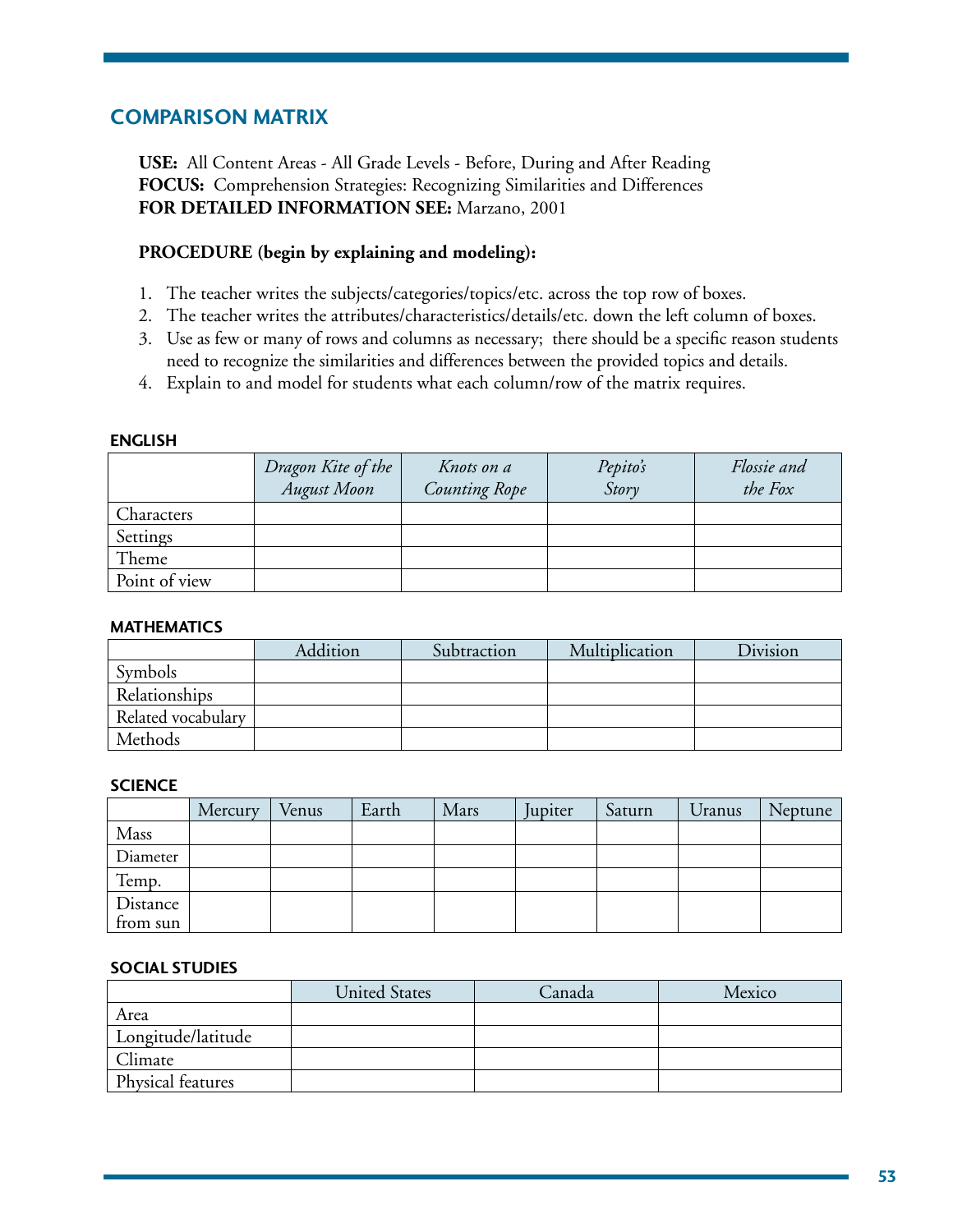## COMPARISON MATRIX

**USE:** All Content Areas - All Grade Levels - Before, During and After Reading
**FOCUS:** Comprehension Strategies: Recognizing Similarities and Differences
**FOR DETAILED INFORMATION SEE:** Marzano, 2001

**PROCEDURE (begin by explaining and modeling):**

1. The teacher writes the subjects/categories/topics/etc. across the top row of boxes.
2. The teacher writes the attributes/characteristics/details/etc. down the left column of boxes.
3. Use as few or many of rows and columns as necessary; there should be a specific reason students need to recognize the similarities and differences between the provided topics and details.
4. Explain to and model for students what each column/row of the matrix requires.

### ENGLISH

| | *Dragon Kite of the August Moon* | *Knots on a Counting Rope* | *Pepito's Story* | *Flossie and the Fox* |
|---|---|---|---|---|
| Characters | | | | |
| Settings | | | | |
| Theme | | | | |
| Point of view | | | | |

### MATHEMATICS

| | Addition | Subtraction | Multiplication | Division |
|---|---|---|---|---|
| Symbols | | | | |
| Relationships | | | | |
| Related vocabulary | | | | |
| Methods | | | | |

### SCIENCE

| | Mercury | Venus | Earth | Mars | Jupiter | Saturn | Uranus | Neptune |
|---|---|---|---|---|---|---|---|---|
| Mass | | | | | | | | |
| Diameter | | | | | | | | |
| Temp. | | | | | | | | |
| Distance from sun | | | | | | | | |

### SOCIAL STUDIES

| | United States | Canada | Mexico |
|---|---|---|---|
| Area | | | |
| Longitude/latitude | | | |
| Climate | | | |
| Physical features | | | |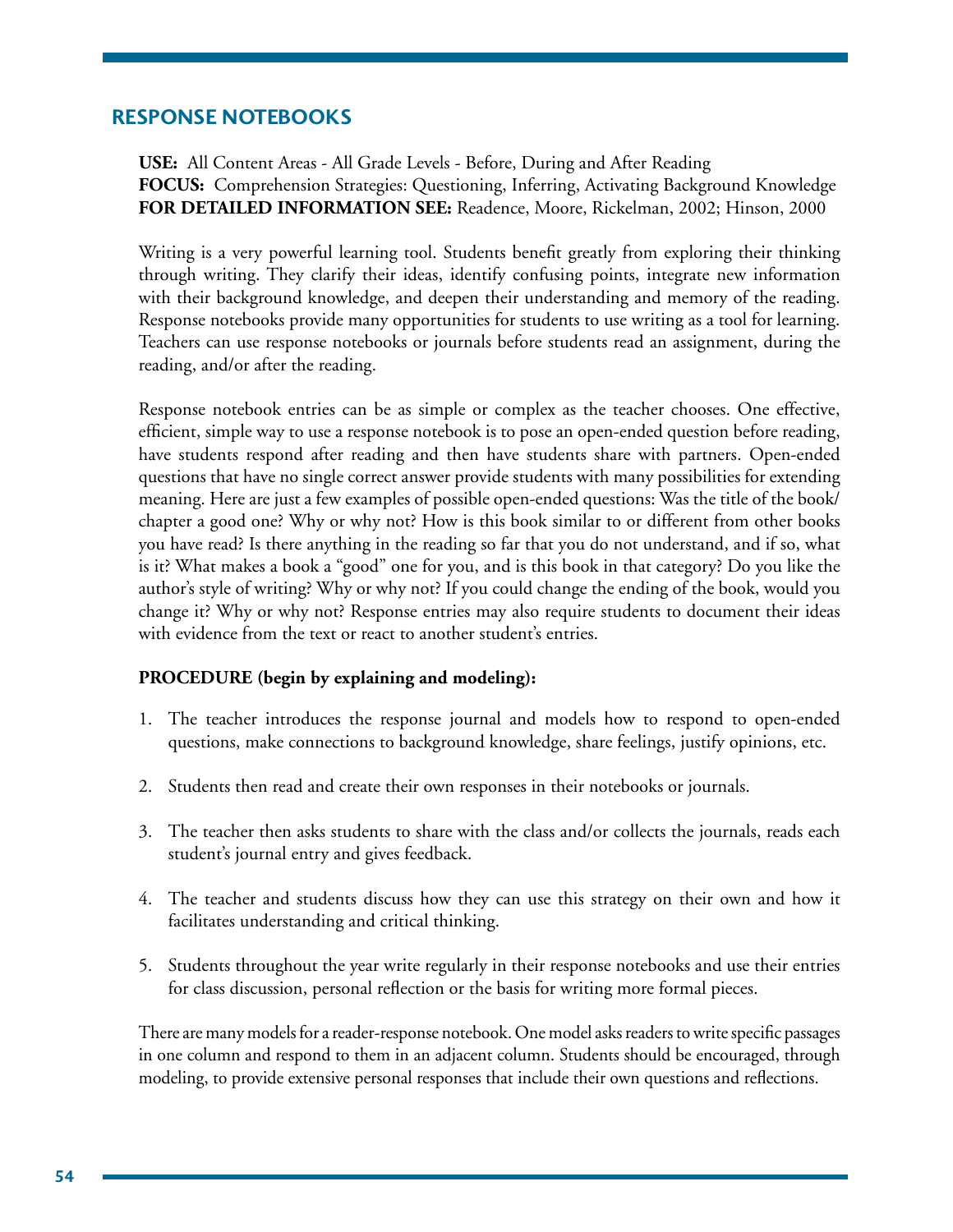## RESPONSE NOTEBOOKS

**USE:** All Content Areas - All Grade Levels - Before, During and After Reading
**FOCUS:** Comprehension Strategies: Questioning, Inferring, Activating Background Knowledge
**FOR DETAILED INFORMATION SEE:** Readence, Moore, Rickelman, 2002; Hinson, 2000

Writing is a very powerful learning tool. Students benefit greatly from exploring their thinking through writing. They clarify their ideas, identify confusing points, integrate new information with their background knowledge, and deepen their understanding and memory of the reading. Response notebooks provide many opportunities for students to use writing as a tool for learning. Teachers can use response notebooks or journals before students read an assignment, during the reading, and/or after the reading.

Response notebook entries can be as simple or complex as the teacher chooses. One effective, efficient, simple way to use a response notebook is to pose an open-ended question before reading, have students respond after reading and then have students share with partners. Open-ended questions that have no single correct answer provide students with many possibilities for extending meaning. Here are just a few examples of possible open-ended questions: Was the title of the book/chapter a good one? Why or why not? How is this book similar to or different from other books you have read? Is there anything in the reading so far that you do not understand, and if so, what is it? What makes a book a "good" one for you, and is this book in that category? Do you like the author's style of writing? Why or why not? If you could change the ending of the book, would you change it? Why or why not? Response entries may also require students to document their ideas with evidence from the text or react to another student's entries.

**PROCEDURE (begin by explaining and modeling):**

1. The teacher introduces the response journal and models how to respond to open-ended questions, make connections to background knowledge, share feelings, justify opinions, etc.

2. Students then read and create their own responses in their notebooks or journals.

3. The teacher then asks students to share with the class and/or collects the journals, reads each student's journal entry and gives feedback.

4. The teacher and students discuss how they can use this strategy on their own and how it facilitates understanding and critical thinking.

5. Students throughout the year write regularly in their response notebooks and use their entries for class discussion, personal reflection or the basis for writing more formal pieces.

There are many models for a reader-response notebook. One model asks readers to write specific passages in one column and respond to them in an adjacent column. Students should be encouraged, through modeling, to provide extensive personal responses that include their own questions and reflections.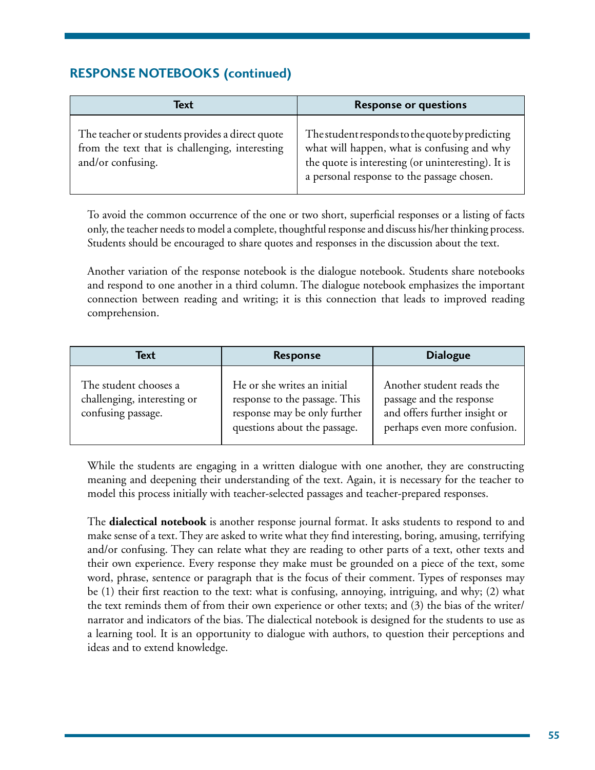## RESPONSE NOTEBOOKS (continued)

| Text | Response or questions |
|---|---|
| The teacher or students provides a direct quote from the text that is challenging, interesting and/or confusing. | The student responds to the quote by predicting what will happen, what is confusing and why the quote is interesting (or uninteresting). It is a personal response to the passage chosen. |

To avoid the common occurrence of the one or two short, superficial responses or a listing of facts only, the teacher needs to model a complete, thoughtful response and discuss his/her thinking process. Students should be encouraged to share quotes and responses in the discussion about the text.

Another variation of the response notebook is the dialogue notebook. Students share notebooks and respond to one another in a third column. The dialogue notebook emphasizes the important connection between reading and writing; it is this connection that leads to improved reading comprehension.

| Text | Response | Dialogue |
|---|---|---|
| The student chooses a challenging, interesting or confusing passage. | He or she writes an initial response to the passage. This response may be only further questions about the passage. | Another student reads the passage and the response and offers further insight or perhaps even more confusion. |

While the students are engaging in a written dialogue with one another, they are constructing meaning and deepening their understanding of the text. Again, it is necessary for the teacher to model this process initially with teacher-selected passages and teacher-prepared responses.

The **dialectical notebook** is another response journal format. It asks students to respond to and make sense of a text. They are asked to write what they find interesting, boring, amusing, terrifying and/or confusing. They can relate what they are reading to other parts of a text, other texts and their own experience. Every response they make must be grounded on a piece of the text, some word, phrase, sentence or paragraph that is the focus of their comment. Types of responses may be (1) their first reaction to the text: what is confusing, annoying, intriguing, and why; (2) what the text reminds them of from their own experience or other texts; and (3) the bias of the writer/narrator and indicators of the bias. The dialectical notebook is designed for the students to use as a learning tool. It is an opportunity to dialogue with authors, to question their perceptions and ideas and to extend knowledge.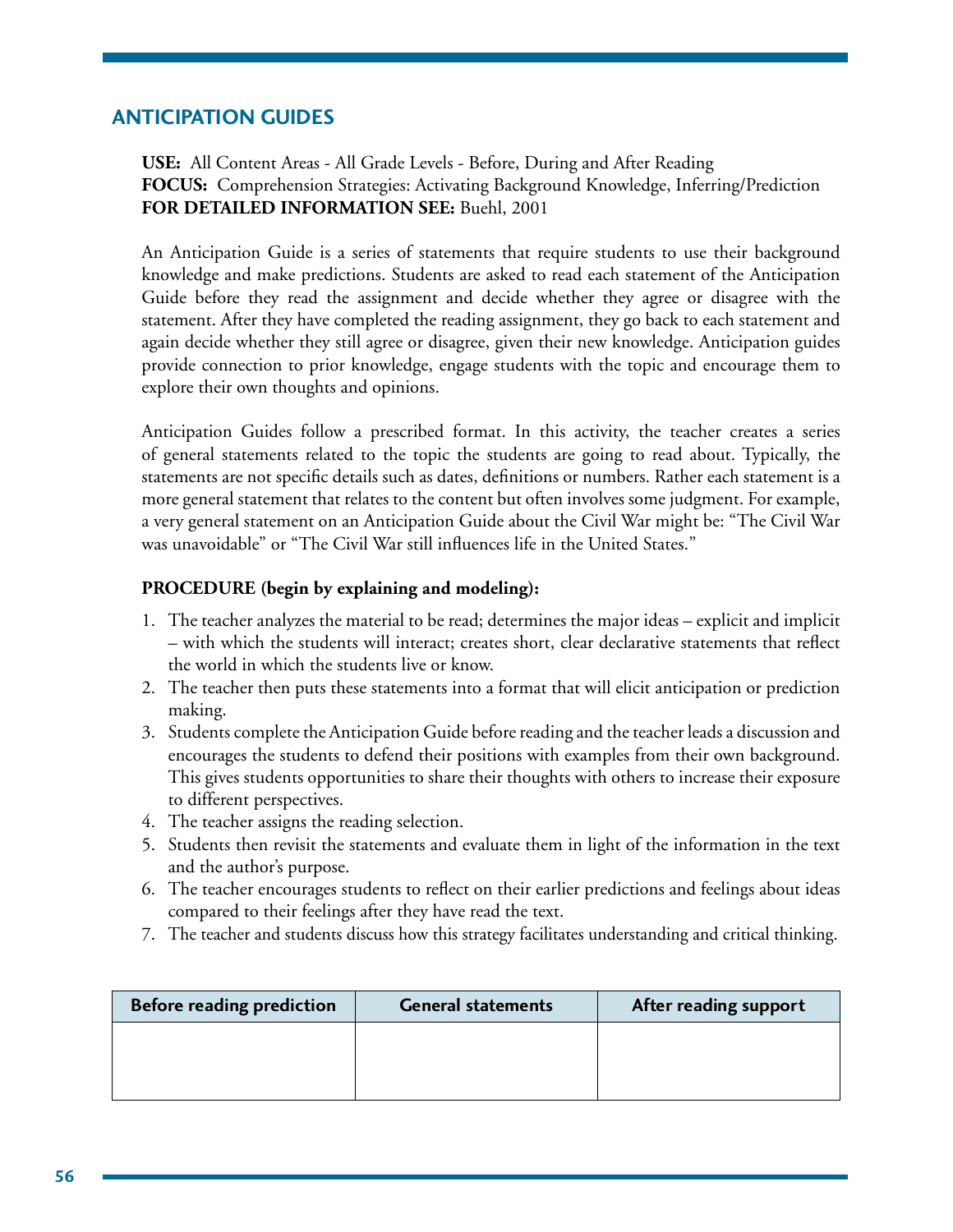## ANTICIPATION GUIDES

**USE:** All Content Areas - All Grade Levels - Before, During and After Reading
**FOCUS:** Comprehension Strategies: Activating Background Knowledge, Inferring/Prediction
**FOR DETAILED INFORMATION SEE:** Buehl, 2001

An Anticipation Guide is a series of statements that require students to use their background knowledge and make predictions. Students are asked to read each statement of the Anticipation Guide before they read the assignment and decide whether they agree or disagree with the statement. After they have completed the reading assignment, they go back to each statement and again decide whether they still agree or disagree, given their new knowledge. Anticipation guides provide connection to prior knowledge, engage students with the topic and encourage them to explore their own thoughts and opinions.

Anticipation Guides follow a prescribed format. In this activity, the teacher creates a series of general statements related to the topic the students are going to read about. Typically, the statements are not specific details such as dates, definitions or numbers. Rather each statement is a more general statement that relates to the content but often involves some judgment. For example, a very general statement on an Anticipation Guide about the Civil War might be: "The Civil War was unavoidable" or "The Civil War still influences life in the United States."

**PROCEDURE (begin by explaining and modeling):**

1. The teacher analyzes the material to be read; determines the major ideas – explicit and implicit – with which the students will interact; creates short, clear declarative statements that reflect the world in which the students live or know.
2. The teacher then puts these statements into a format that will elicit anticipation or prediction making.
3. Students complete the Anticipation Guide before reading and the teacher leads a discussion and encourages the students to defend their positions with examples from their own background. This gives students opportunities to share their thoughts with others to increase their exposure to different perspectives.
4. The teacher assigns the reading selection.
5. Students then revisit the statements and evaluate them in light of the information in the text and the author's purpose.
6. The teacher encourages students to reflect on their earlier predictions and feelings about ideas compared to their feelings after they have read the text.
7. The teacher and students discuss how this strategy facilitates understanding and critical thinking.

| Before reading prediction | General statements | After reading support |
|---|---|---|
| | | |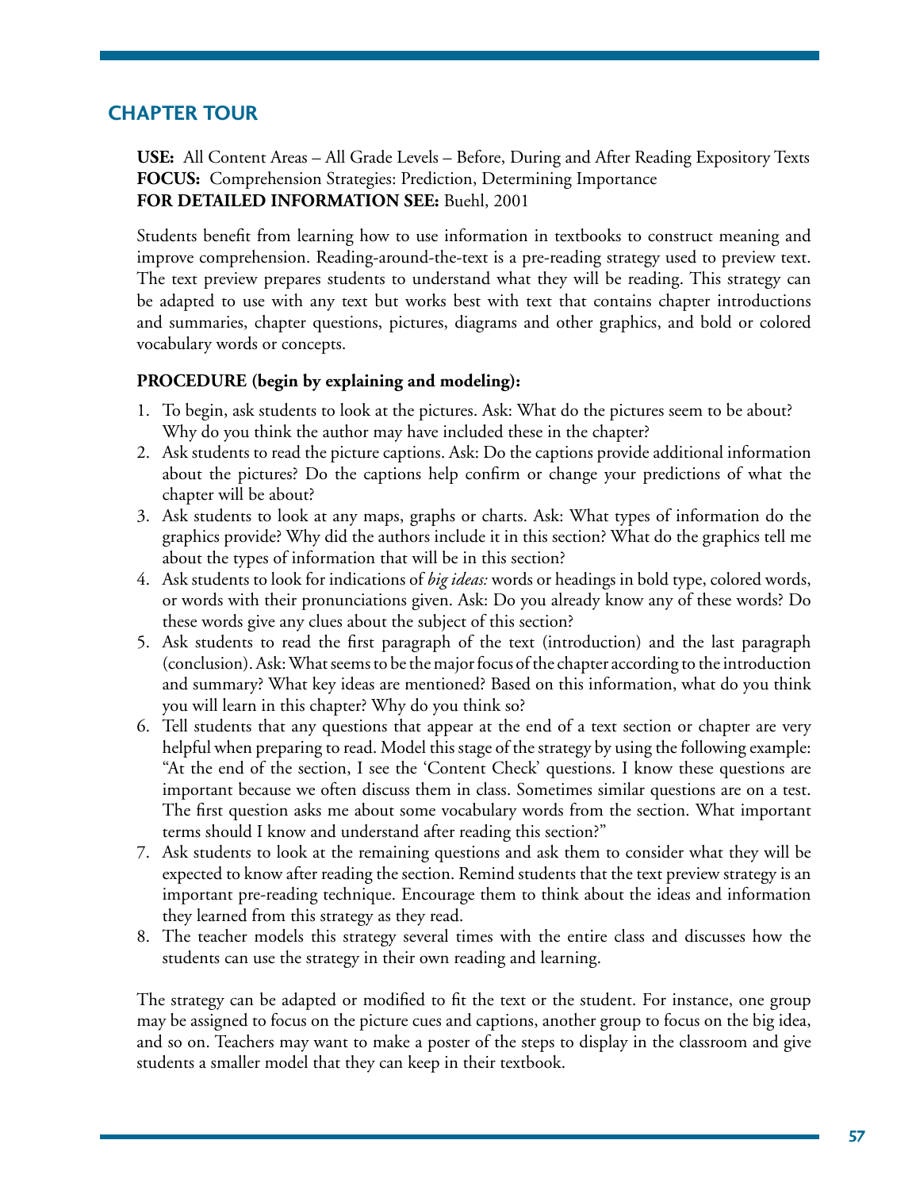## CHAPTER TOUR

**USE:** All Content Areas – All Grade Levels – Before, During and After Reading Expository Texts
**FOCUS:** Comprehension Strategies: Prediction, Determining Importance
**FOR DETAILED INFORMATION SEE:** Buehl, 2001

Students benefit from learning how to use information in textbooks to construct meaning and improve comprehension. Reading-around-the-text is a pre-reading strategy used to preview text. The text preview prepares students to understand what they will be reading. This strategy can be adapted to use with any text but works best with text that contains chapter introductions and summaries, chapter questions, pictures, diagrams and other graphics, and bold or colored vocabulary words or concepts.

**PROCEDURE (begin by explaining and modeling):**

1. To begin, ask students to look at the pictures. Ask: What do the pictures seem to be about? Why do you think the author may have included these in the chapter?
2. Ask students to read the picture captions. Ask: Do the captions provide additional information about the pictures? Do the captions help confirm or change your predictions of what the chapter will be about?
3. Ask students to look at any maps, graphs or charts. Ask: What types of information do the graphics provide? Why did the authors include it in this section? What do the graphics tell me about the types of information that will be in this section?
4. Ask students to look for indications of *big ideas:* words or headings in bold type, colored words, or words with their pronunciations given. Ask: Do you already know any of these words? Do these words give any clues about the subject of this section?
5. Ask students to read the first paragraph of the text (introduction) and the last paragraph (conclusion). Ask: What seems to be the major focus of the chapter according to the introduction and summary? What key ideas are mentioned? Based on this information, what do you think you will learn in this chapter? Why do you think so?
6. Tell students that any questions that appear at the end of a text section or chapter are very helpful when preparing to read. Model this stage of the strategy by using the following example: "At the end of the section, I see the 'Content Check' questions. I know these questions are important because we often discuss them in class. Sometimes similar questions are on a test. The first question asks me about some vocabulary words from the section. What important terms should I know and understand after reading this section?"
7. Ask students to look at the remaining questions and ask them to consider what they will be expected to know after reading the section. Remind students that the text preview strategy is an important pre-reading technique. Encourage them to think about the ideas and information they learned from this strategy as they read.
8. The teacher models this strategy several times with the entire class and discusses how the students can use the strategy in their own reading and learning.

The strategy can be adapted or modified to fit the text or the student. For instance, one group may be assigned to focus on the picture cues and captions, another group to focus on the big idea, and so on. Teachers may want to make a poster of the steps to display in the classroom and give students a smaller model that they can keep in their textbook.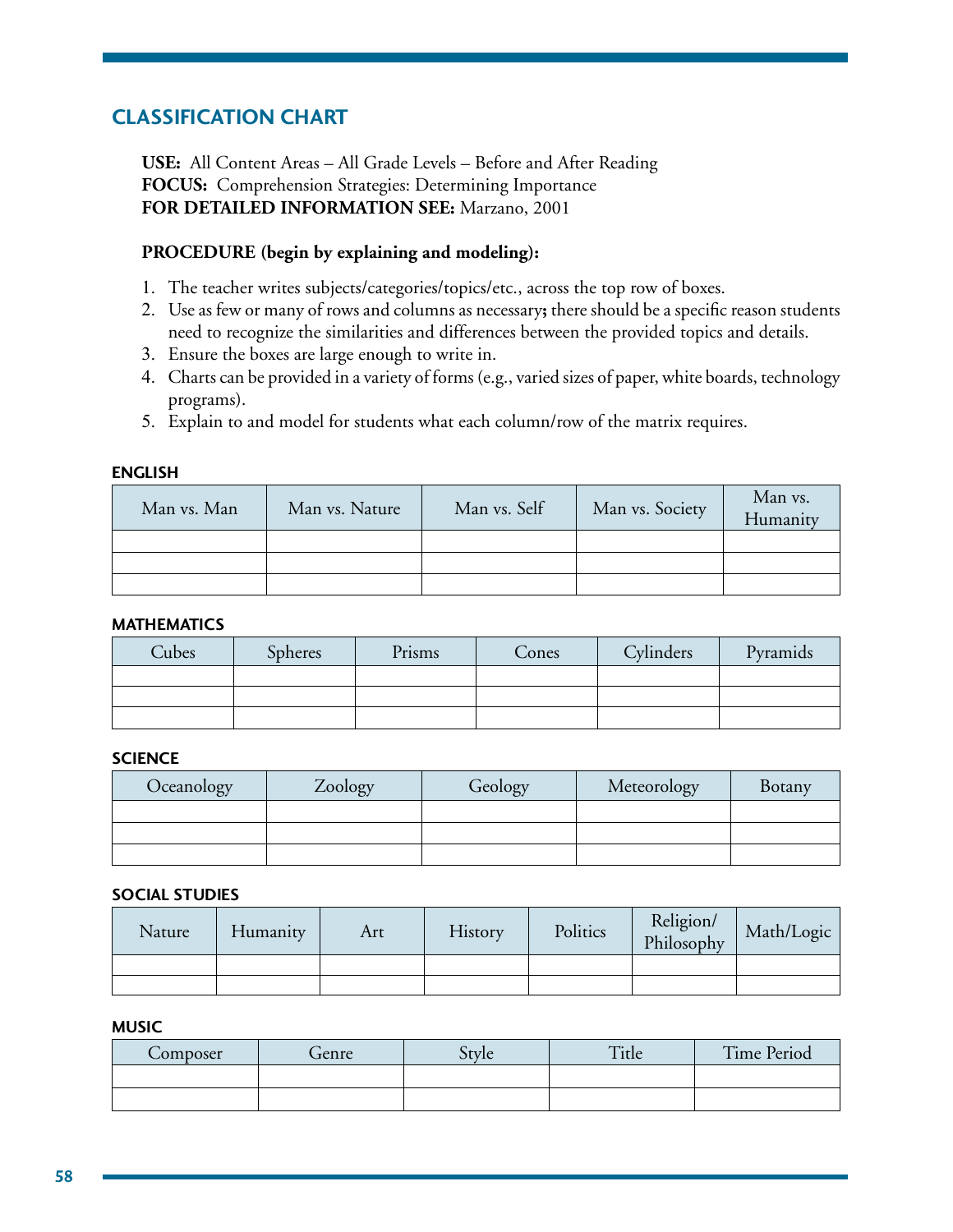## CLASSIFICATION CHART

**USE:** All Content Areas – All Grade Levels – Before and After Reading
**FOCUS:** Comprehension Strategies: Determining Importance
**FOR DETAILED INFORMATION SEE:** Marzano, 2001

**PROCEDURE (begin by explaining and modeling):**

1. The teacher writes subjects/categories/topics/etc., across the top row of boxes.
2. Use as few or many of rows and columns as necessary**;** there should be a specific reason students need to recognize the similarities and differences between the provided topics and details.
3. Ensure the boxes are large enough to write in.
4. Charts can be provided in a variety of forms (e.g., varied sizes of paper, white boards, technology programs).
5. Explain to and model for students what each column/row of the matrix requires.

#### ENGLISH

| Man vs. Man | Man vs. Nature | Man vs. Self | Man vs. Society | Man vs. Humanity |
|---|---|---|---|---|
| | | | | |
| | | | | |
| | | | | |

#### MATHEMATICS

| Cubes | Spheres | Prisms | Cones | Cylinders | Pyramids |
|---|---|---|---|---|---|
| | | | | | |
| | | | | | |
| | | | | | |

#### SCIENCE

| Oceanology | Zoology | Geology | Meteorology | Botany |
|---|---|---|---|---|
| | | | | |
| | | | | |
| | | | | |

#### SOCIAL STUDIES

| Nature | Humanity | Art | History | Politics | Religion/ Philosophy | Math/Logic |
|---|---|---|---|---|---|---|
| | | | | | | |
| | | | | | | |

#### MUSIC

| Composer | Genre | Style | Title | Time Period |
|---|---|---|---|---|
| | | | | |
| | | | | |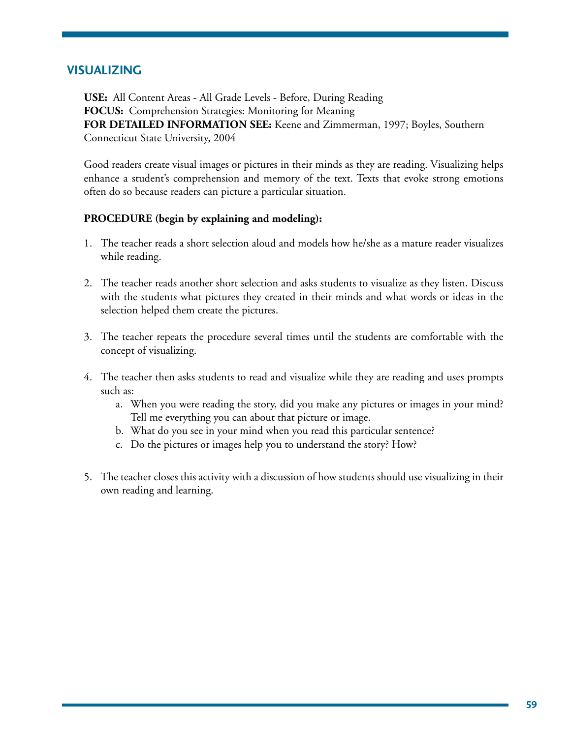## VISUALIZING

**USE:** All Content Areas - All Grade Levels - Before, During Reading
**FOCUS:** Comprehension Strategies: Monitoring for Meaning
**FOR DETAILED INFORMATION SEE:** Keene and Zimmerman, 1997; Boyles, Southern Connecticut State University, 2004

Good readers create visual images or pictures in their minds as they are reading. Visualizing helps enhance a student's comprehension and memory of the text. Texts that evoke strong emotions often do so because readers can picture a particular situation.

**PROCEDURE (begin by explaining and modeling):**

1. The teacher reads a short selection aloud and models how he/she as a mature reader visualizes while reading.

2. The teacher reads another short selection and asks students to visualize as they listen. Discuss with the students what pictures they created in their minds and what words or ideas in the selection helped them create the pictures.

3. The teacher repeats the procedure several times until the students are comfortable with the concept of visualizing.

4. The teacher then asks students to read and visualize while they are reading and uses prompts such as:
   a. When you were reading the story, did you make any pictures or images in your mind? Tell me everything you can about that picture or image.
   b. What do you see in your mind when you read this particular sentence?
   c. Do the pictures or images help you to understand the story? How?

5. The teacher closes this activity with a discussion of how students should use visualizing in their own reading and learning.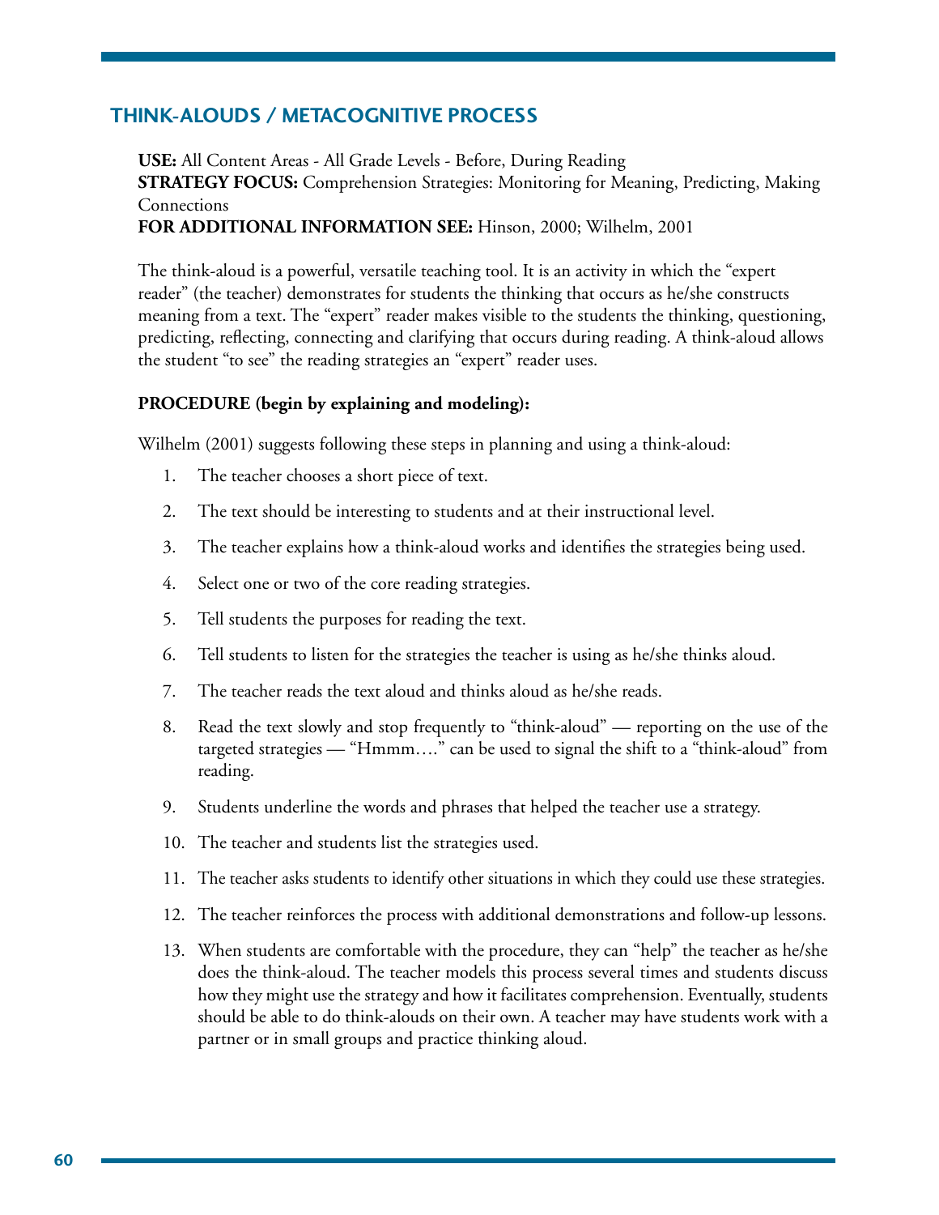## THINK-ALOUDS / METACOGNITIVE PROCESS

**USE:** All Content Areas - All Grade Levels - Before, During Reading
**STRATEGY FOCUS:** Comprehension Strategies: Monitoring for Meaning, Predicting, Making Connections
**FOR ADDITIONAL INFORMATION SEE:** Hinson, 2000; Wilhelm, 2001

The think-aloud is a powerful, versatile teaching tool. It is an activity in which the "expert reader" (the teacher) demonstrates for students the thinking that occurs as he/she constructs meaning from a text. The "expert" reader makes visible to the students the thinking, questioning, predicting, reflecting, connecting and clarifying that occurs during reading. A think-aloud allows the student "to see" the reading strategies an "expert" reader uses.

**PROCEDURE (begin by explaining and modeling):**

Wilhelm (2001) suggests following these steps in planning and using a think-aloud:

1. The teacher chooses a short piece of text.
2. The text should be interesting to students and at their instructional level.
3. The teacher explains how a think-aloud works and identifies the strategies being used.
4. Select one or two of the core reading strategies.
5. Tell students the purposes for reading the text.
6. Tell students to listen for the strategies the teacher is using as he/she thinks aloud.
7. The teacher reads the text aloud and thinks aloud as he/she reads.
8. Read the text slowly and stop frequently to "think-aloud" — reporting on the use of the targeted strategies — "Hmmm…." can be used to signal the shift to a "think-aloud" from reading.
9. Students underline the words and phrases that helped the teacher use a strategy.
10. The teacher and students list the strategies used.
11. The teacher asks students to identify other situations in which they could use these strategies.
12. The teacher reinforces the process with additional demonstrations and follow-up lessons.
13. When students are comfortable with the procedure, they can "help" the teacher as he/she does the think-aloud. The teacher models this process several times and students discuss how they might use the strategy and how it facilitates comprehension. Eventually, students should be able to do think-alouds on their own. A teacher may have students work with a partner or in small groups and practice thinking aloud.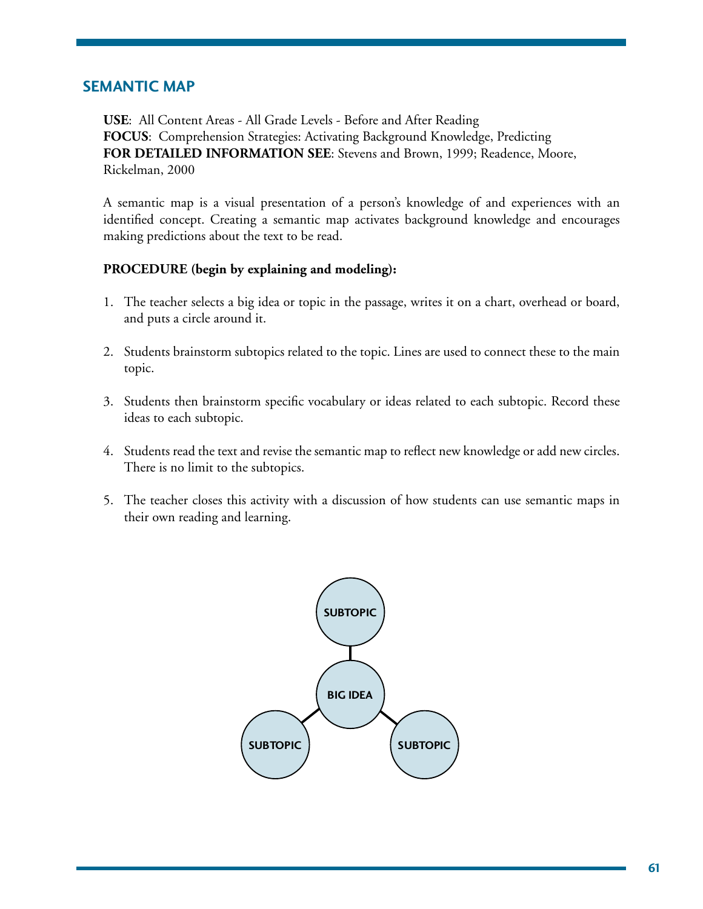## SEMANTIC MAP

**USE**: All Content Areas - All Grade Levels - Before and After Reading
**FOCUS**: Comprehension Strategies: Activating Background Knowledge, Predicting
**FOR DETAILED INFORMATION SEE**: Stevens and Brown, 1999; Readence, Moore, Rickelman, 2000

A semantic map is a visual presentation of a person's knowledge of and experiences with an identified concept. Creating a semantic map activates background knowledge and encourages making predictions about the text to be read.

**PROCEDURE (begin by explaining and modeling):**

1. The teacher selects a big idea or topic in the passage, writes it on a chart, overhead or board, and puts a circle around it.

2. Students brainstorm subtopics related to the topic. Lines are used to connect these to the main topic.

3. Students then brainstorm specific vocabulary or ideas related to each subtopic. Record these ideas to each subtopic.

4. Students read the text and revise the semantic map to reflect new knowledge or add new circles. There is no limit to the subtopics.

5. The teacher closes this activity with a discussion of how students can use semantic maps in their own reading and learning.

SUBTOPIC

BIG IDEA

SUBTOPIC

SUBTOPIC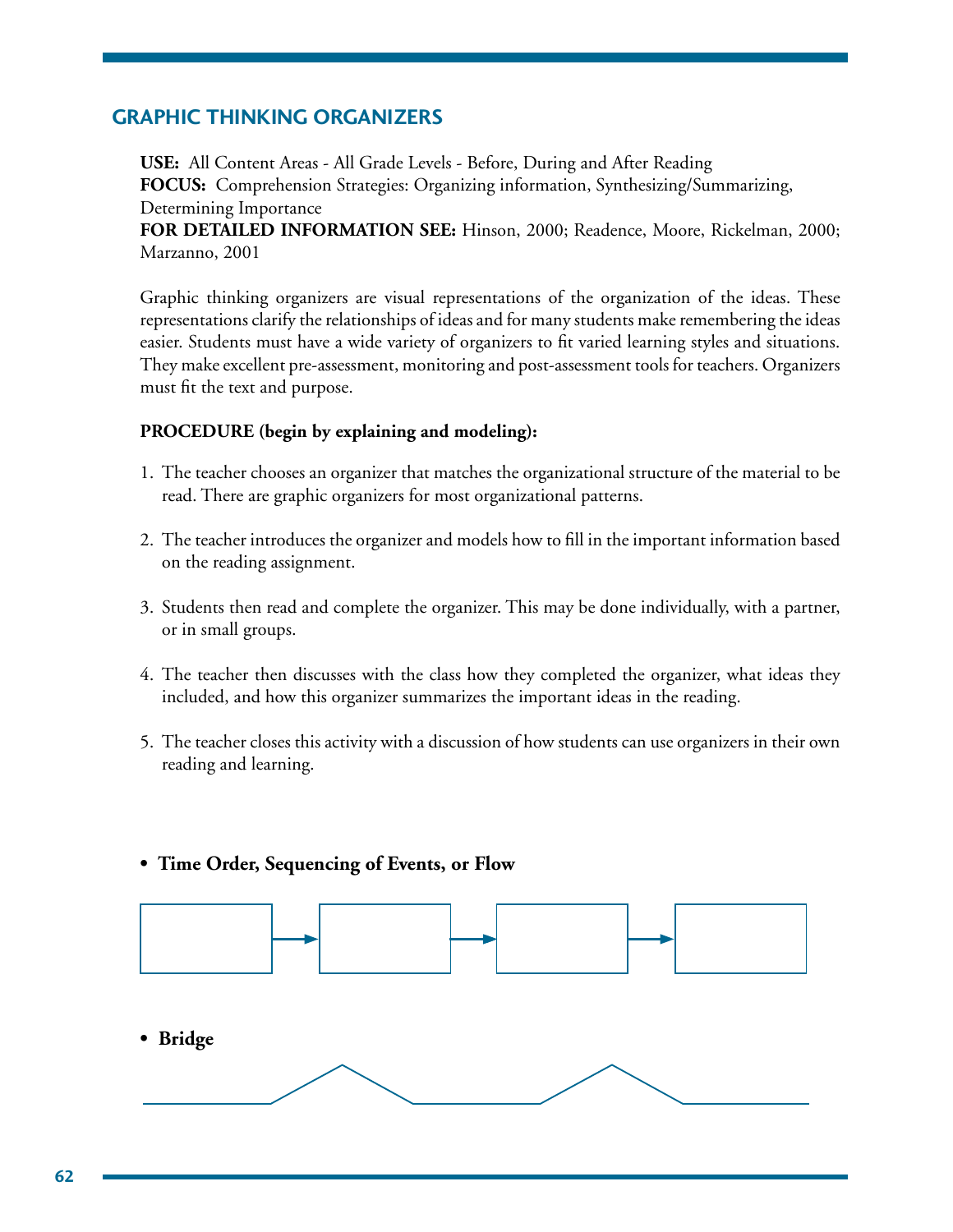## GRAPHIC THINKING ORGANIZERS

**USE:** All Content Areas - All Grade Levels - Before, During and After Reading
**FOCUS:** Comprehension Strategies: Organizing information, Synthesizing/Summarizing, Determining Importance
**FOR DETAILED INFORMATION SEE:** Hinson, 2000; Readence, Moore, Rickelman, 2000; Marzanno, 2001

Graphic thinking organizers are visual representations of the organization of the ideas. These representations clarify the relationships of ideas and for many students make remembering the ideas easier. Students must have a wide variety of organizers to fit varied learning styles and situations. They make excellent pre-assessment, monitoring and post-assessment tools for teachers. Organizers must fit the text and purpose.

**PROCEDURE (begin by explaining and modeling):**

1. The teacher chooses an organizer that matches the organizational structure of the material to be read. There are graphic organizers for most organizational patterns.

2. The teacher introduces the organizer and models how to fill in the important information based on the reading assignment.

3. Students then read and complete the organizer. This may be done individually, with a partner, or in small groups.

4. The teacher then discusses with the class how they completed the organizer, what ideas they included, and how this organizer summarizes the important ideas in the reading.

5. The teacher closes this activity with a discussion of how students can use organizers in their own reading and learning.

- **Time Order, Sequencing of Events, or Flow**

- **Bridge**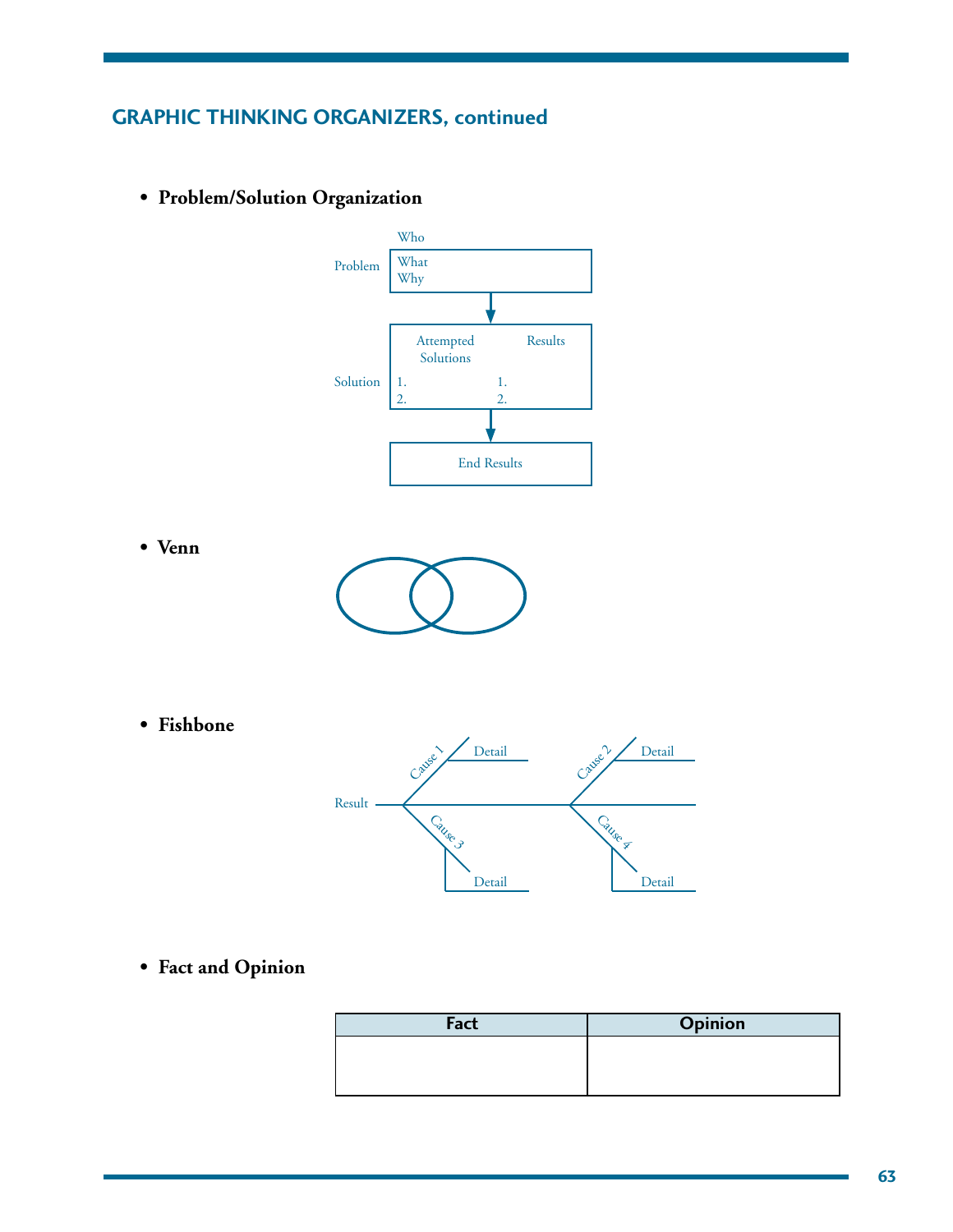## GRAPHIC THINKING ORGANIZERS, continued

- **Problem/Solution Organization**

Problem: Who / What / Why

Solution:

| Attempted Solutions | Results |
|---|---|
| 1. | 1. |
| 2. | 2. |

End Results

- **Venn**

- **Fishbone**

Result — Cause 1 (Detail), Cause 2 (Detail), Cause 3 (Detail), Cause 4 (Detail)

- **Fact and Opinion**

| Fact | Opinion |
|---|---|
| | |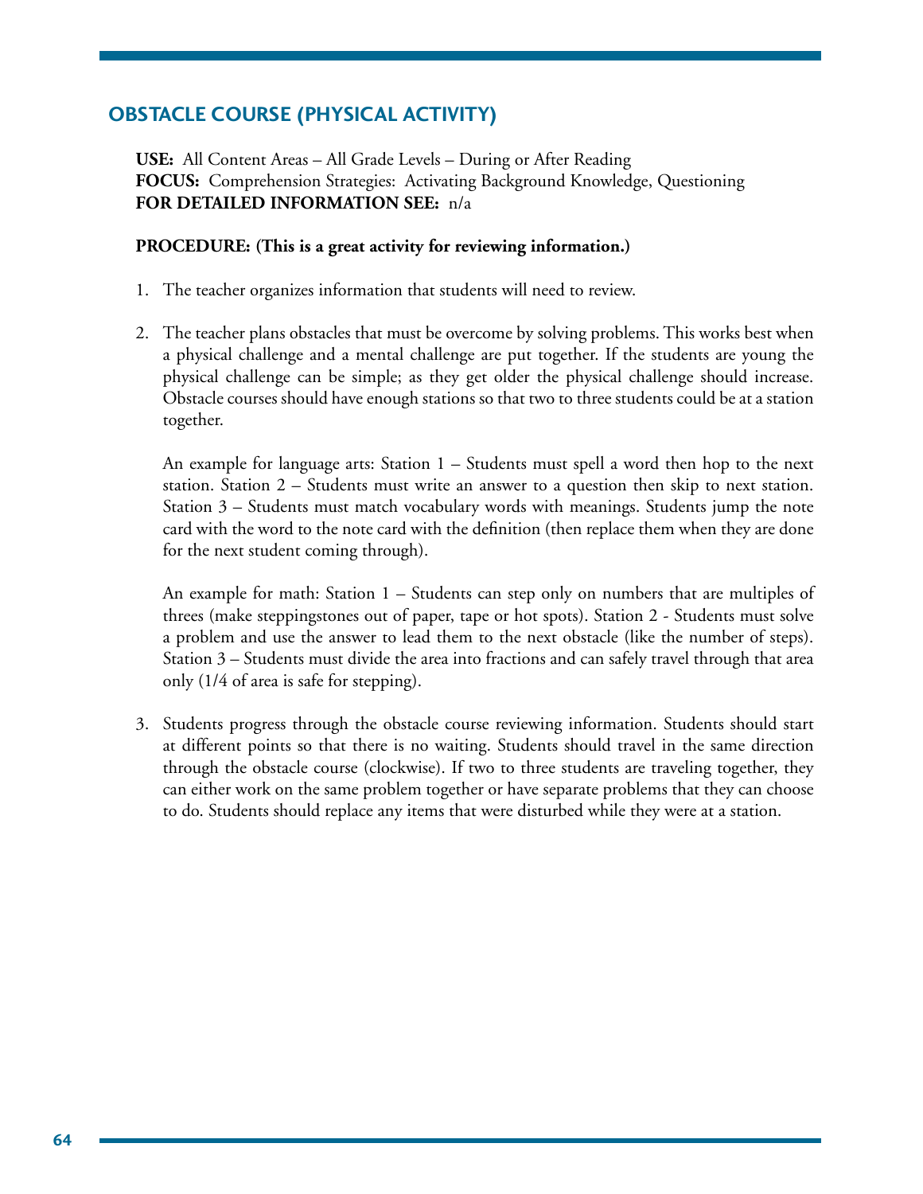## OBSTACLE COURSE (PHYSICAL ACTIVITY)

**USE:** All Content Areas – All Grade Levels – During or After Reading
**FOCUS:** Comprehension Strategies: Activating Background Knowledge, Questioning
**FOR DETAILED INFORMATION SEE:** n/a

**PROCEDURE: (This is a great activity for reviewing information.)**

1. The teacher organizes information that students will need to review.

2. The teacher plans obstacles that must be overcome by solving problems. This works best when a physical challenge and a mental challenge are put together. If the students are young the physical challenge can be simple; as they get older the physical challenge should increase. Obstacle courses should have enough stations so that two to three students could be at a station together.

   An example for language arts: Station 1 – Students must spell a word then hop to the next station. Station 2 – Students must write an answer to a question then skip to next station. Station 3 – Students must match vocabulary words with meanings. Students jump the note card with the word to the note card with the definition (then replace them when they are done for the next student coming through).

   An example for math: Station 1 – Students can step only on numbers that are multiples of threes (make steppingstones out of paper, tape or hot spots). Station 2 - Students must solve a problem and use the answer to lead them to the next obstacle (like the number of steps). Station 3 – Students must divide the area into fractions and can safely travel through that area only (1/4 of area is safe for stepping).

3. Students progress through the obstacle course reviewing information. Students should start at different points so that there is no waiting. Students should travel in the same direction through the obstacle course (clockwise). If two to three students are traveling together, they can either work on the same problem together or have separate problems that they can choose to do. Students should replace any items that were disturbed while they were at a station.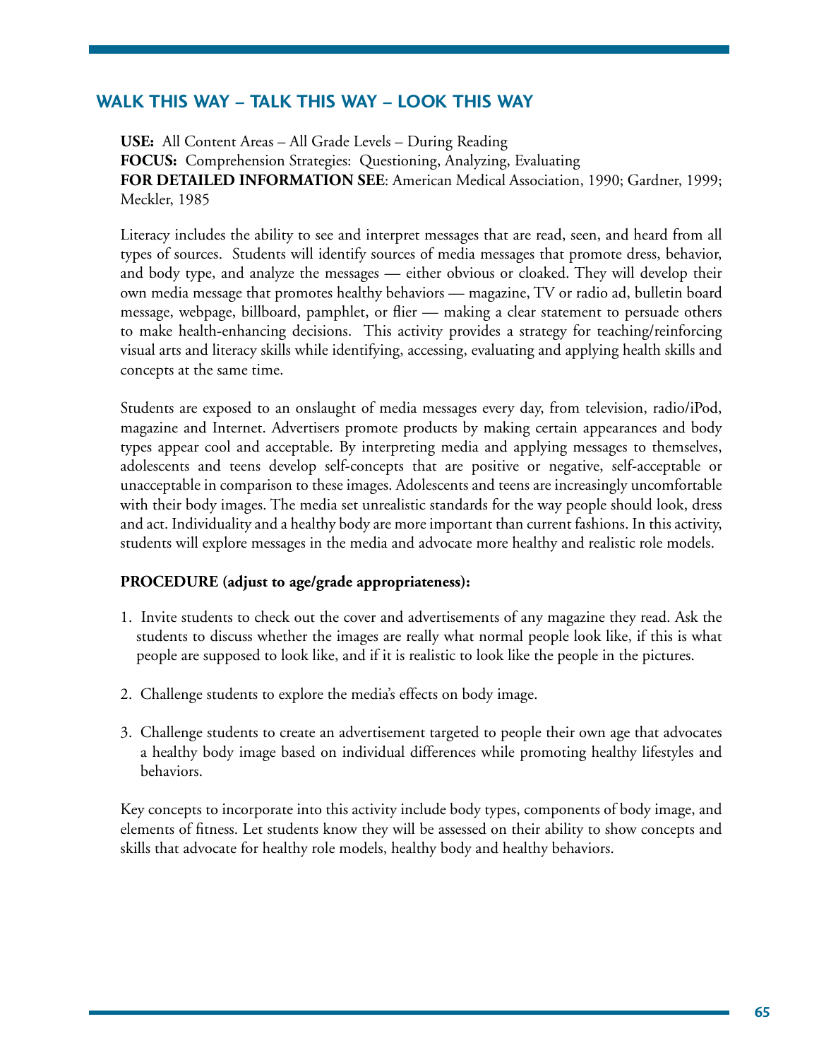## WALK THIS WAY – TALK THIS WAY – LOOK THIS WAY

**USE:** All Content Areas – All Grade Levels – During Reading
**FOCUS:** Comprehension Strategies: Questioning, Analyzing, Evaluating
**FOR DETAILED INFORMATION SEE**: American Medical Association, 1990; Gardner, 1999; Meckler, 1985

Literacy includes the ability to see and interpret messages that are read, seen, and heard from all types of sources. Students will identify sources of media messages that promote dress, behavior, and body type, and analyze the messages — either obvious or cloaked. They will develop their own media message that promotes healthy behaviors — magazine, TV or radio ad, bulletin board message, webpage, billboard, pamphlet, or flier — making a clear statement to persuade others to make health-enhancing decisions. This activity provides a strategy for teaching/reinforcing visual arts and literacy skills while identifying, accessing, evaluating and applying health skills and concepts at the same time.

Students are exposed to an onslaught of media messages every day, from television, radio/iPod, magazine and Internet. Advertisers promote products by making certain appearances and body types appear cool and acceptable. By interpreting media and applying messages to themselves, adolescents and teens develop self-concepts that are positive or negative, self-acceptable or unacceptable in comparison to these images. Adolescents and teens are increasingly uncomfortable with their body images. The media set unrealistic standards for the way people should look, dress and act. Individuality and a healthy body are more important than current fashions. In this activity, students will explore messages in the media and advocate more healthy and realistic role models.

**PROCEDURE (adjust to age/grade appropriateness):**

1. Invite students to check out the cover and advertisements of any magazine they read. Ask the students to discuss whether the images are really what normal people look like, if this is what people are supposed to look like, and if it is realistic to look like the people in the pictures.

2. Challenge students to explore the media's effects on body image.

3. Challenge students to create an advertisement targeted to people their own age that advocates a healthy body image based on individual differences while promoting healthy lifestyles and behaviors.

Key concepts to incorporate into this activity include body types, components of body image, and elements of fitness. Let students know they will be assessed on their ability to show concepts and skills that advocate for healthy role models, healthy body and healthy behaviors.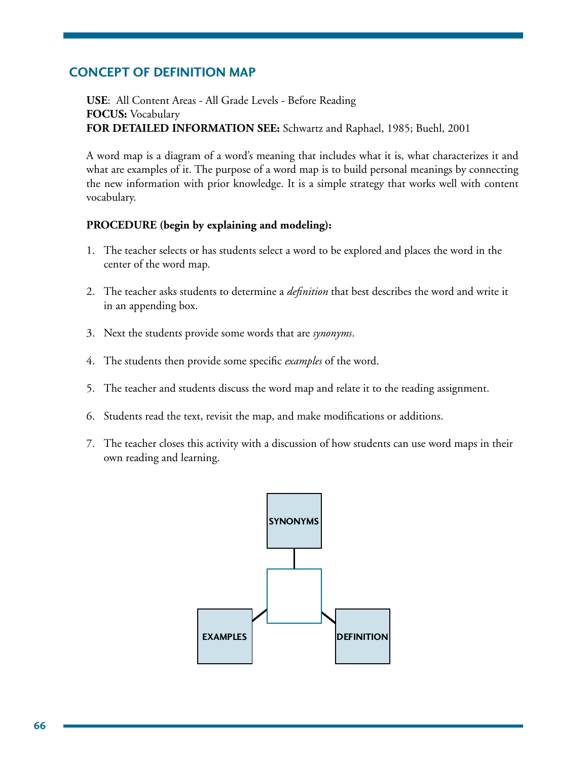## CONCEPT OF DEFINITION MAP

**USE**: All Content Areas - All Grade Levels - Before Reading
**FOCUS:** Vocabulary
**FOR DETAILED INFORMATION SEE:** Schwartz and Raphael, 1985; Buehl, 2001

A word map is a diagram of a word's meaning that includes what it is, what characterizes it and what are examples of it. The purpose of a word map is to build personal meanings by connecting the new information with prior knowledge. It is a simple strategy that works well with content vocabulary.

**PROCEDURE (begin by explaining and modeling):**

1. The teacher selects or has students select a word to be explored and places the word in the center of the word map.
2. The teacher asks students to determine a *definition* that best describes the word and write it in an appending box.
3. Next the students provide some words that are *synonyms*.
4. The students then provide some specific *examples* of the word.
5. The teacher and students discuss the word map and relate it to the reading assignment.
6. Students read the text, revisit the map, and make modifications or additions.
7. The teacher closes this activity with a discussion of how students can use word maps in their own reading and learning.

SYNONYMS

EXAMPLES

DEFINITION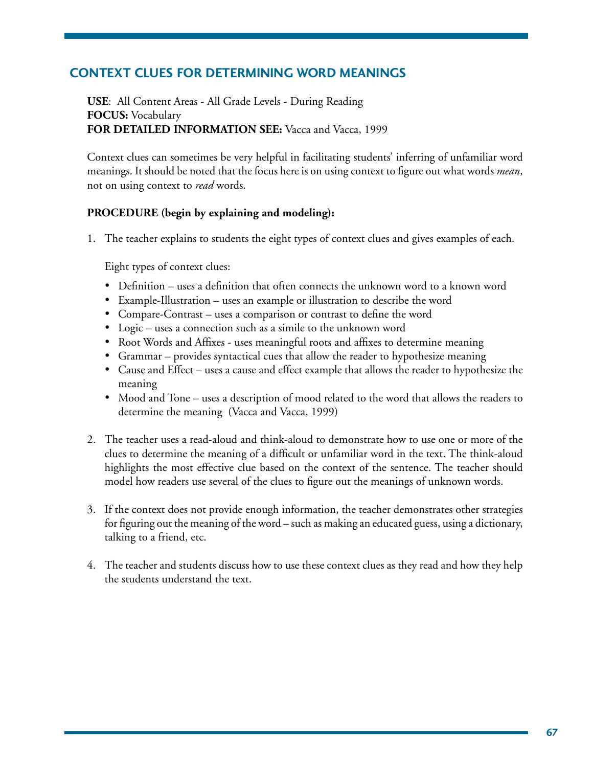## CONTEXT CLUES FOR DETERMINING WORD MEANINGS

**USE**: All Content Areas - All Grade Levels - During Reading
**FOCUS:** Vocabulary
**FOR DETAILED INFORMATION SEE:** Vacca and Vacca, 1999

Context clues can sometimes be very helpful in facilitating students' inferring of unfamiliar word meanings. It should be noted that the focus here is on using context to figure out what words *mean*, not on using context to *read* words.

**PROCEDURE (begin by explaining and modeling):**

1. The teacher explains to students the eight types of context clues and gives examples of each.

   Eight types of context clues:

   - Definition – uses a definition that often connects the unknown word to a known word
   - Example-Illustration – uses an example or illustration to describe the word
   - Compare-Contrast – uses a comparison or contrast to define the word
   - Logic – uses a connection such as a simile to the unknown word
   - Root Words and Affixes - uses meaningful roots and affixes to determine meaning
   - Grammar – provides syntactical cues that allow the reader to hypothesize meaning
   - Cause and Effect – uses a cause and effect example that allows the reader to hypothesize the meaning
   - Mood and Tone – uses a description of mood related to the word that allows the readers to determine the meaning (Vacca and Vacca, 1999)

2. The teacher uses a read-aloud and think-aloud to demonstrate how to use one or more of the clues to determine the meaning of a difficult or unfamiliar word in the text. The think-aloud highlights the most effective clue based on the context of the sentence. The teacher should model how readers use several of the clues to figure out the meanings of unknown words.

3. If the context does not provide enough information, the teacher demonstrates other strategies for figuring out the meaning of the word – such as making an educated guess, using a dictionary, talking to a friend, etc.

4. The teacher and students discuss how to use these context clues as they read and how they help the students understand the text.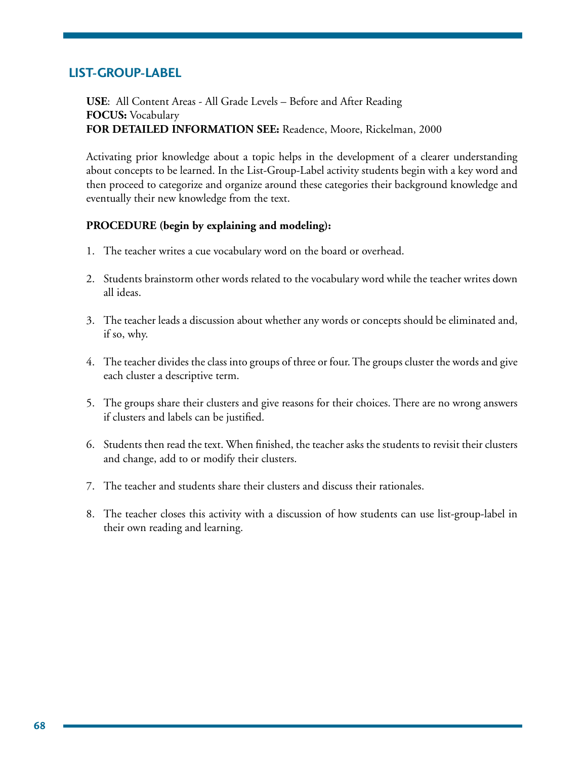## LIST-GROUP-LABEL

**USE**: All Content Areas - All Grade Levels – Before and After Reading
**FOCUS:** Vocabulary
**FOR DETAILED INFORMATION SEE:** Readence, Moore, Rickelman, 2000

Activating prior knowledge about a topic helps in the development of a clearer understanding about concepts to be learned. In the List-Group-Label activity students begin with a key word and then proceed to categorize and organize around these categories their background knowledge and eventually their new knowledge from the text.

**PROCEDURE (begin by explaining and modeling):**

1. The teacher writes a cue vocabulary word on the board or overhead.

2. Students brainstorm other words related to the vocabulary word while the teacher writes down all ideas.

3. The teacher leads a discussion about whether any words or concepts should be eliminated and, if so, why.

4. The teacher divides the class into groups of three or four. The groups cluster the words and give each cluster a descriptive term.

5. The groups share their clusters and give reasons for their choices. There are no wrong answers if clusters and labels can be justified.

6. Students then read the text. When finished, the teacher asks the students to revisit their clusters and change, add to or modify their clusters.

7. The teacher and students share their clusters and discuss their rationales.

8. The teacher closes this activity with a discussion of how students can use list-group-label in their own reading and learning.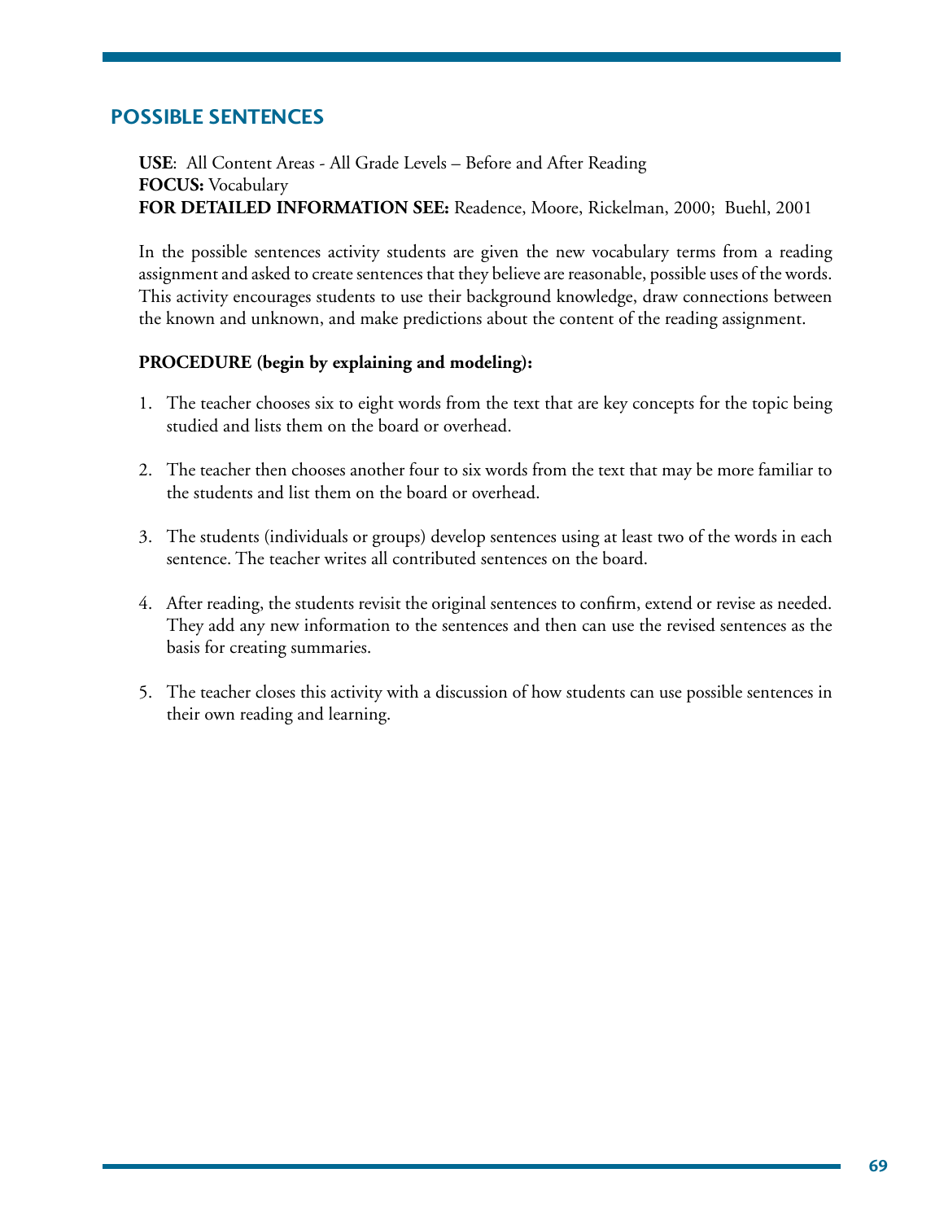## POSSIBLE SENTENCES

**USE**: All Content Areas - All Grade Levels – Before and After Reading
**FOCUS:** Vocabulary
**FOR DETAILED INFORMATION SEE:** Readence, Moore, Rickelman, 2000; Buehl, 2001

In the possible sentences activity students are given the new vocabulary terms from a reading assignment and asked to create sentences that they believe are reasonable, possible uses of the words. This activity encourages students to use their background knowledge, draw connections between the known and unknown, and make predictions about the content of the reading assignment.

**PROCEDURE (begin by explaining and modeling):**

1. The teacher chooses six to eight words from the text that are key concepts for the topic being studied and lists them on the board or overhead.

2. The teacher then chooses another four to six words from the text that may be more familiar to the students and list them on the board or overhead.

3. The students (individuals or groups) develop sentences using at least two of the words in each sentence. The teacher writes all contributed sentences on the board.

4. After reading, the students revisit the original sentences to confirm, extend or revise as needed. They add any new information to the sentences and then can use the revised sentences as the basis for creating summaries.

5. The teacher closes this activity with a discussion of how students can use possible sentences in their own reading and learning.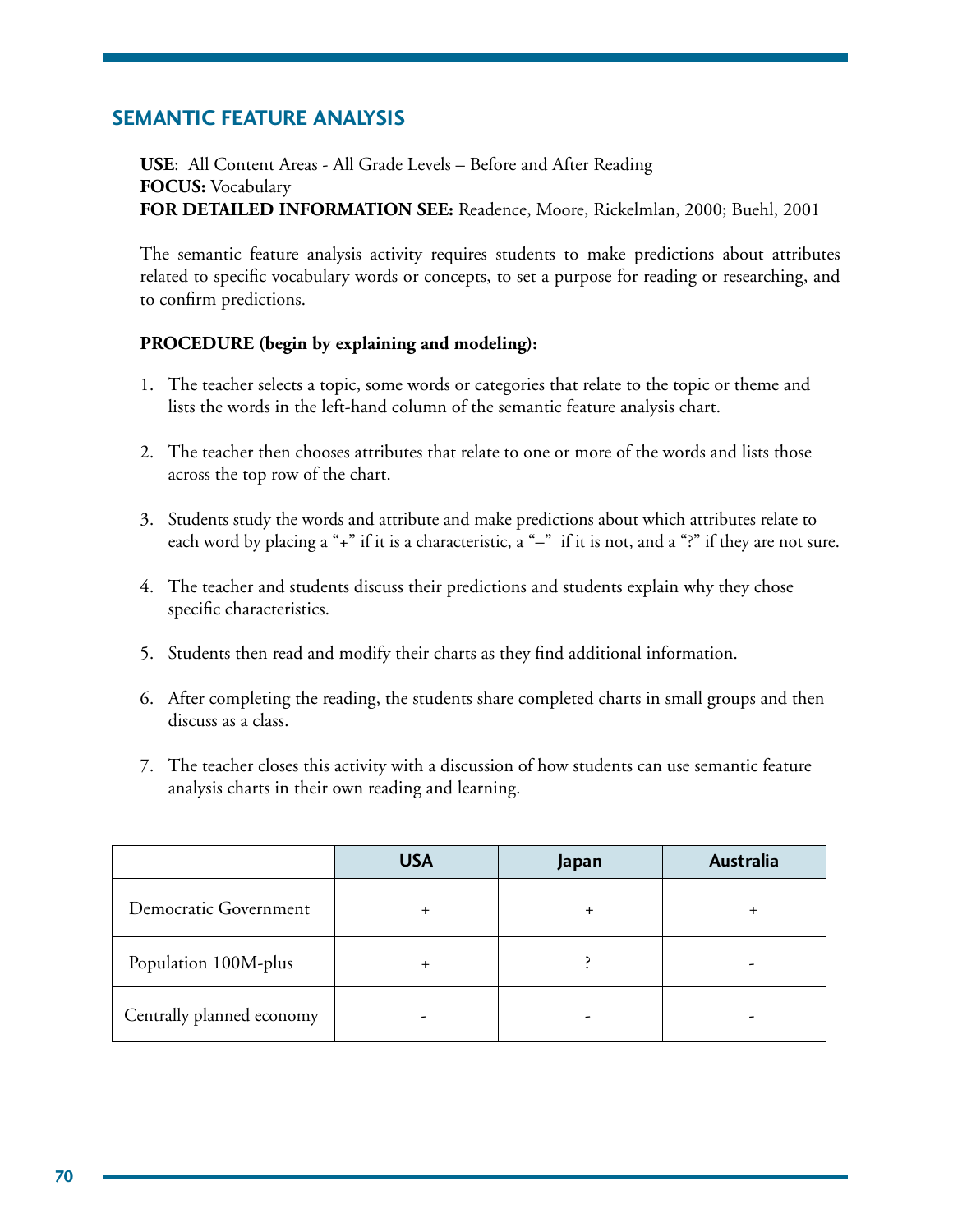## SEMANTIC FEATURE ANALYSIS

**USE**: All Content Areas - All Grade Levels – Before and After Reading
**FOCUS:** Vocabulary
**FOR DETAILED INFORMATION SEE:** Readence, Moore, Rickelmlan, 2000; Buehl, 2001

The semantic feature analysis activity requires students to make predictions about attributes related to specific vocabulary words or concepts, to set a purpose for reading or researching, and to confirm predictions.

**PROCEDURE (begin by explaining and modeling):**

1. The teacher selects a topic, some words or categories that relate to the topic or theme and lists the words in the left-hand column of the semantic feature analysis chart.

2. The teacher then chooses attributes that relate to one or more of the words and lists those across the top row of the chart.

3. Students study the words and attribute and make predictions about which attributes relate to each word by placing a "+" if it is a characteristic, a "–" if it is not, and a "?" if they are not sure.

4. The teacher and students discuss their predictions and students explain why they chose specific characteristics.

5. Students then read and modify their charts as they find additional information.

6. After completing the reading, the students share completed charts in small groups and then discuss as a class.

7. The teacher closes this activity with a discussion of how students can use semantic feature analysis charts in their own reading and learning.

| | USA | Japan | Australia |
|---|---|---|---|
| Democratic Government | + | + | + |
| Population 100M-plus | + | ? | - |
| Centrally planned economy | - | - | - |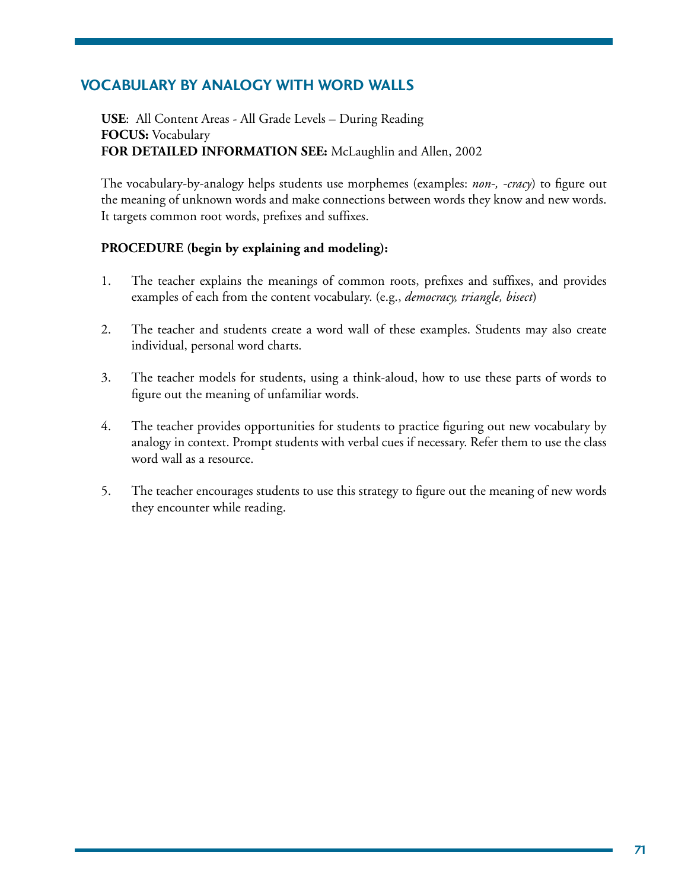## VOCABULARY BY ANALOGY WITH WORD WALLS

**USE**: All Content Areas - All Grade Levels – During Reading
**FOCUS:** Vocabulary
**FOR DETAILED INFORMATION SEE:** McLaughlin and Allen, 2002

The vocabulary-by-analogy helps students use morphemes (examples: *non-, -cracy*) to figure out the meaning of unknown words and make connections between words they know and new words. It targets common root words, prefixes and suffixes.

**PROCEDURE (begin by explaining and modeling):**

1. The teacher explains the meanings of common roots, prefixes and suffixes, and provides examples of each from the content vocabulary. (e.g., *democracy, triangle, bisect*)

2. The teacher and students create a word wall of these examples. Students may also create individual, personal word charts.

3. The teacher models for students, using a think-aloud, how to use these parts of words to figure out the meaning of unfamiliar words.

4. The teacher provides opportunities for students to practice figuring out new vocabulary by analogy in context. Prompt students with verbal cues if necessary. Refer them to use the class word wall as a resource.

5. The teacher encourages students to use this strategy to figure out the meaning of new words they encounter while reading.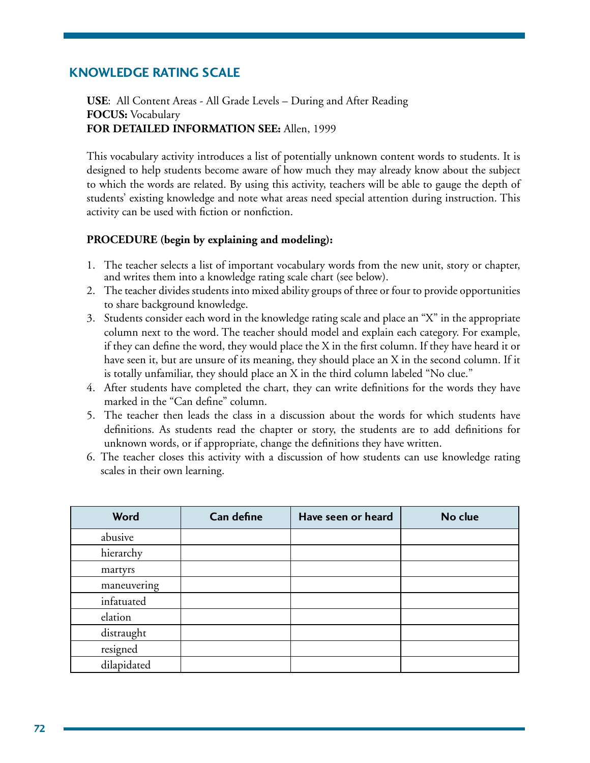## KNOWLEDGE RATING SCALE

**USE**: All Content Areas - All Grade Levels – During and After Reading
**FOCUS:** Vocabulary
**FOR DETAILED INFORMATION SEE:** Allen, 1999

This vocabulary activity introduces a list of potentially unknown content words to students. It is designed to help students become aware of how much they may already know about the subject to which the words are related. By using this activity, teachers will be able to gauge the depth of students' existing knowledge and note what areas need special attention during instruction. This activity can be used with fiction or nonfiction.

**PROCEDURE (begin by explaining and modeling):**

1. The teacher selects a list of important vocabulary words from the new unit, story or chapter, and writes them into a knowledge rating scale chart (see below).
2. The teacher divides students into mixed ability groups of three or four to provide opportunities to share background knowledge.
3. Students consider each word in the knowledge rating scale and place an "X" in the appropriate column next to the word. The teacher should model and explain each category. For example, if they can define the word, they would place the X in the first column. If they have heard it or have seen it, but are unsure of its meaning, they should place an X in the second column. If it is totally unfamiliar, they should place an X in the third column labeled "No clue."
4. After students have completed the chart, they can write definitions for the words they have marked in the "Can define" column.
5. The teacher then leads the class in a discussion about the words for which students have definitions. As students read the chapter or story, the students are to add definitions for unknown words, or if appropriate, change the definitions they have written.
6. The teacher closes this activity with a discussion of how students can use knowledge rating scales in their own learning.

| Word | Can define | Have seen or heard | No clue |
|---|---|---|---|
| abusive | | | |
| hierarchy | | | |
| martyrs | | | |
| maneuvering | | | |
| infatuated | | | |
| elation | | | |
| distraught | | | |
| resigned | | | |
| dilapidated | | | |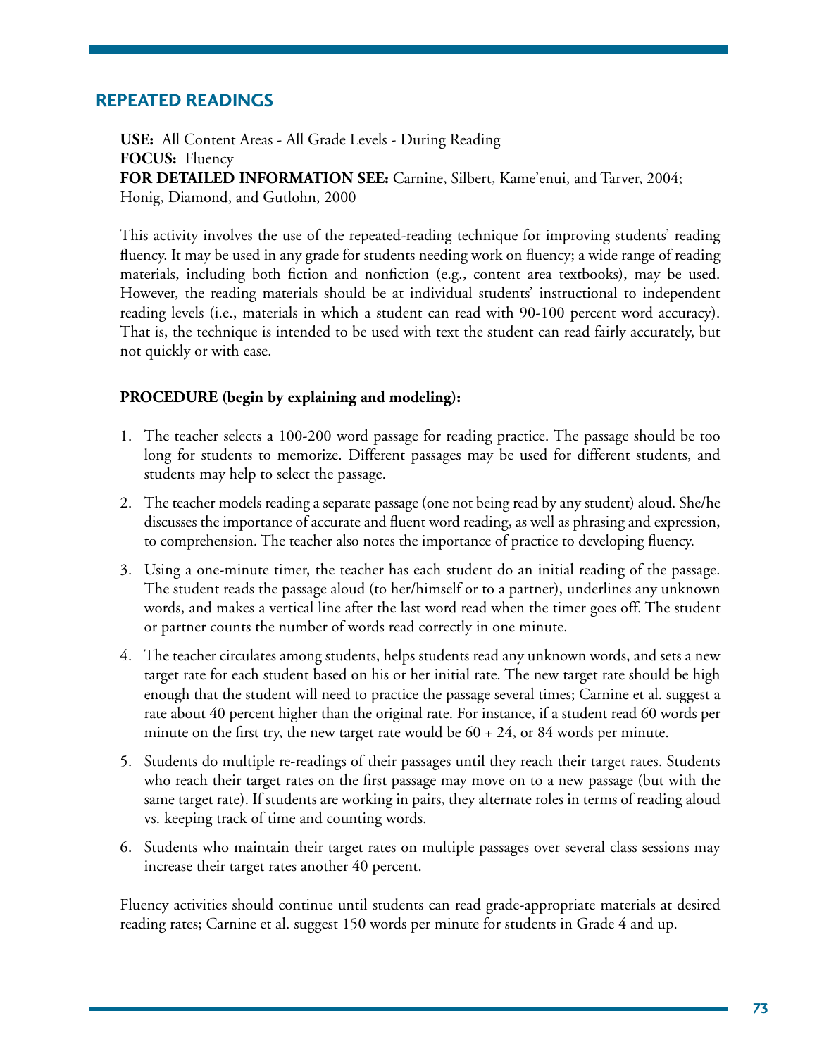## REPEATED READINGS

**USE:** All Content Areas - All Grade Levels - During Reading
**FOCUS:** Fluency
**FOR DETAILED INFORMATION SEE:** Carnine, Silbert, Kame'enui, and Tarver, 2004; Honig, Diamond, and Gutlohn, 2000

This activity involves the use of the repeated-reading technique for improving students' reading fluency. It may be used in any grade for students needing work on fluency; a wide range of reading materials, including both fiction and nonfiction (e.g., content area textbooks), may be used. However, the reading materials should be at individual students' instructional to independent reading levels (i.e., materials in which a student can read with 90-100 percent word accuracy). That is, the technique is intended to be used with text the student can read fairly accurately, but not quickly or with ease.

**PROCEDURE (begin by explaining and modeling):**

1. The teacher selects a 100-200 word passage for reading practice. The passage should be too long for students to memorize. Different passages may be used for different students, and students may help to select the passage.
2. The teacher models reading a separate passage (one not being read by any student) aloud. She/he discusses the importance of accurate and fluent word reading, as well as phrasing and expression, to comprehension. The teacher also notes the importance of practice to developing fluency.
3. Using a one-minute timer, the teacher has each student do an initial reading of the passage. The student reads the passage aloud (to her/himself or to a partner), underlines any unknown words, and makes a vertical line after the last word read when the timer goes off. The student or partner counts the number of words read correctly in one minute.
4. The teacher circulates among students, helps students read any unknown words, and sets a new target rate for each student based on his or her initial rate. The new target rate should be high enough that the student will need to practice the passage several times; Carnine et al. suggest a rate about 40 percent higher than the original rate. For instance, if a student read 60 words per minute on the first try, the new target rate would be 60 + 24, or 84 words per minute.
5. Students do multiple re-readings of their passages until they reach their target rates. Students who reach their target rates on the first passage may move on to a new passage (but with the same target rate). If students are working in pairs, they alternate roles in terms of reading aloud vs. keeping track of time and counting words.
6. Students who maintain their target rates on multiple passages over several class sessions may increase their target rates another 40 percent.

Fluency activities should continue until students can read grade-appropriate materials at desired reading rates; Carnine et al. suggest 150 words per minute for students in Grade 4 and up.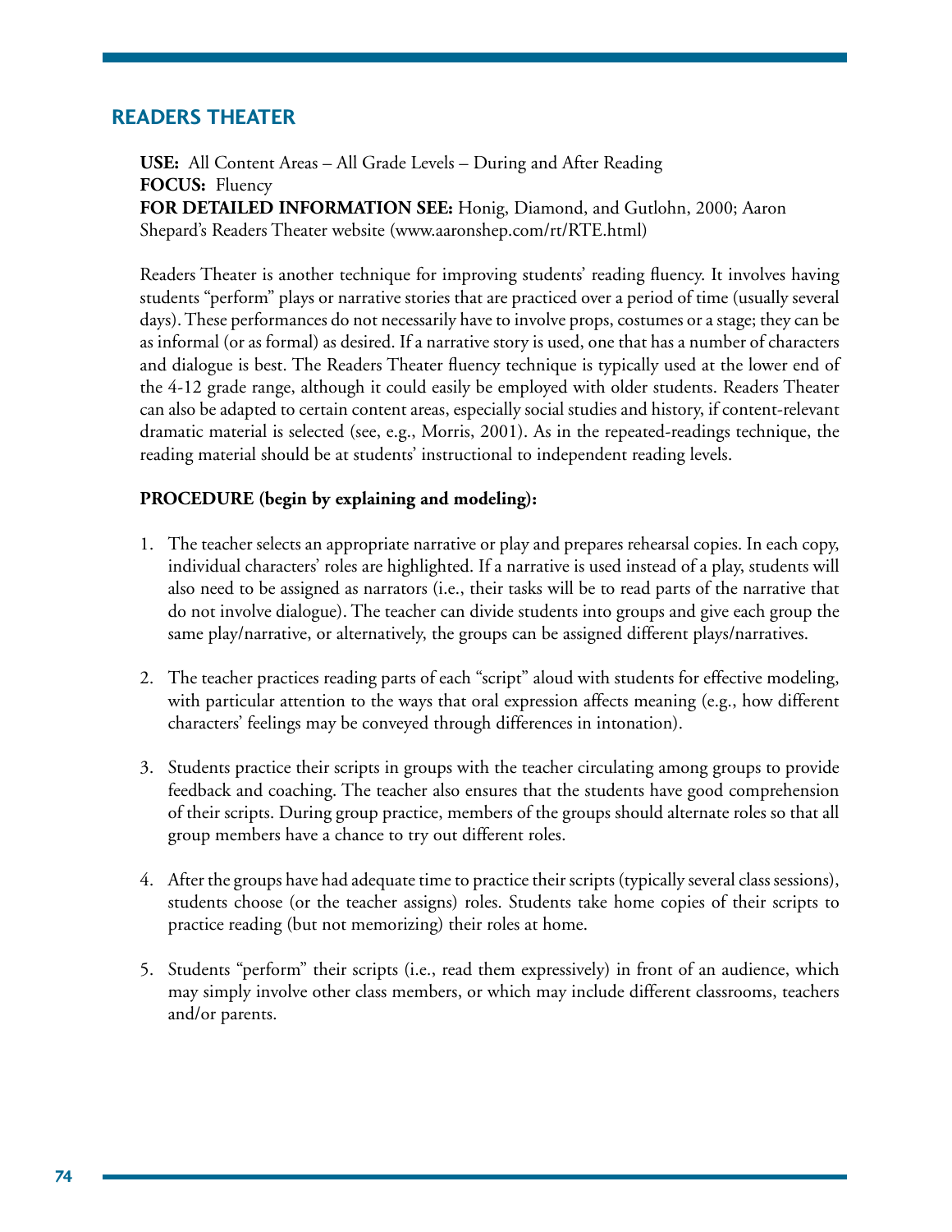## READERS THEATER

**USE:** All Content Areas – All Grade Levels – During and After Reading
**FOCUS:** Fluency
**FOR DETAILED INFORMATION SEE:** Honig, Diamond, and Gutlohn, 2000; Aaron Shepard's Readers Theater website (www.aaronshep.com/rt/RTE.html)

Readers Theater is another technique for improving students' reading fluency. It involves having students "perform" plays or narrative stories that are practiced over a period of time (usually several days). These performances do not necessarily have to involve props, costumes or a stage; they can be as informal (or as formal) as desired. If a narrative story is used, one that has a number of characters and dialogue is best. The Readers Theater fluency technique is typically used at the lower end of the 4-12 grade range, although it could easily be employed with older students. Readers Theater can also be adapted to certain content areas, especially social studies and history, if content-relevant dramatic material is selected (see, e.g., Morris, 2001). As in the repeated-readings technique, the reading material should be at students' instructional to independent reading levels.

**PROCEDURE (begin by explaining and modeling):**

1. The teacher selects an appropriate narrative or play and prepares rehearsal copies. In each copy, individual characters' roles are highlighted. If a narrative is used instead of a play, students will also need to be assigned as narrators (i.e., their tasks will be to read parts of the narrative that do not involve dialogue). The teacher can divide students into groups and give each group the same play/narrative, or alternatively, the groups can be assigned different plays/narratives.

2. The teacher practices reading parts of each "script" aloud with students for effective modeling, with particular attention to the ways that oral expression affects meaning (e.g., how different characters' feelings may be conveyed through differences in intonation).

3. Students practice their scripts in groups with the teacher circulating among groups to provide feedback and coaching. The teacher also ensures that the students have good comprehension of their scripts. During group practice, members of the groups should alternate roles so that all group members have a chance to try out different roles.

4. After the groups have had adequate time to practice their scripts (typically several class sessions), students choose (or the teacher assigns) roles. Students take home copies of their scripts to practice reading (but not memorizing) their roles at home.

5. Students "perform" their scripts (i.e., read them expressively) in front of an audience, which may simply involve other class members, or which may include different classrooms, teachers and/or parents.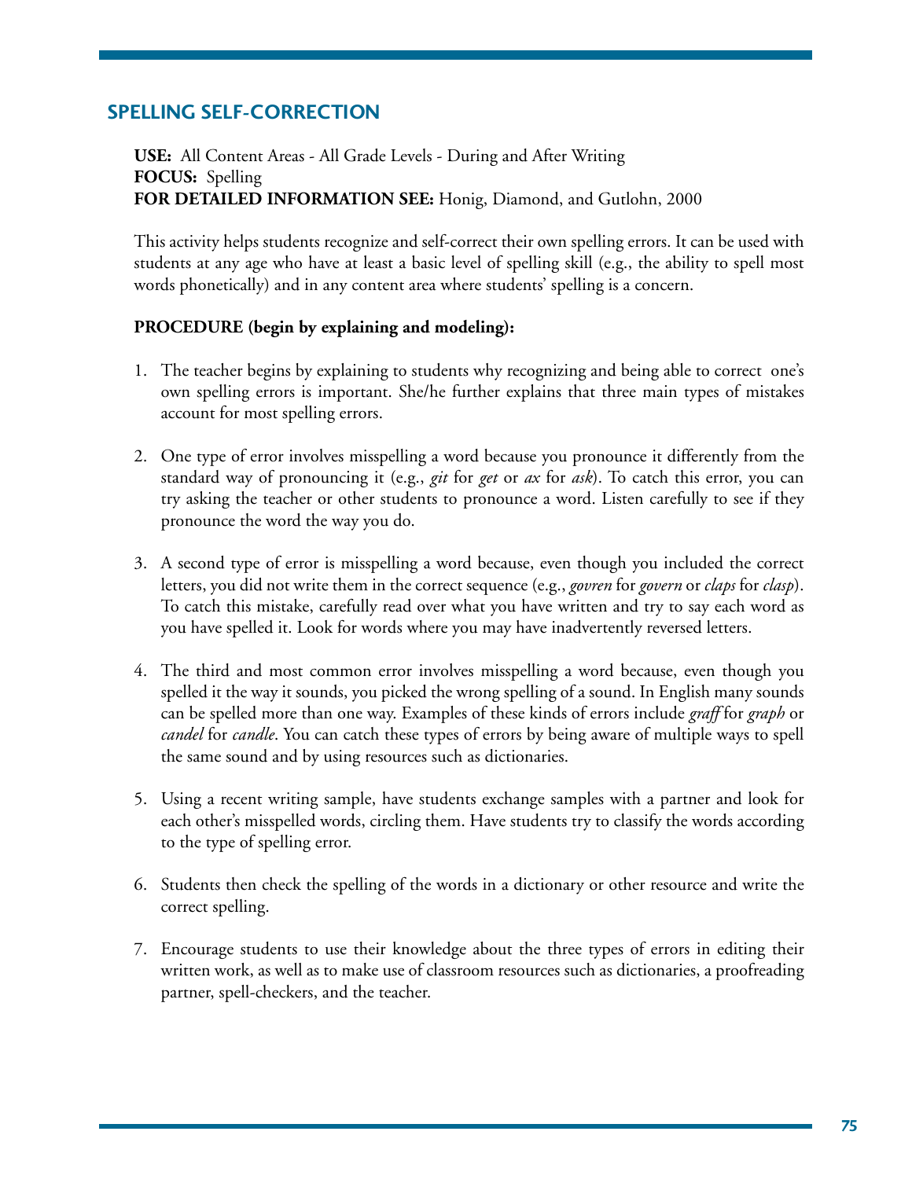## SPELLING SELF-CORRECTION

**USE:** All Content Areas - All Grade Levels - During and After Writing
**FOCUS:** Spelling
**FOR DETAILED INFORMATION SEE:** Honig, Diamond, and Gutlohn, 2000

This activity helps students recognize and self-correct their own spelling errors. It can be used with students at any age who have at least a basic level of spelling skill (e.g., the ability to spell most words phonetically) and in any content area where students' spelling is a concern.

**PROCEDURE (begin by explaining and modeling):**

1. The teacher begins by explaining to students why recognizing and being able to correct one's own spelling errors is important. She/he further explains that three main types of mistakes account for most spelling errors.

2. One type of error involves misspelling a word because you pronounce it differently from the standard way of pronouncing it (e.g., *git* for *get* or *ax* for *ask*). To catch this error, you can try asking the teacher or other students to pronounce a word. Listen carefully to see if they pronounce the word the way you do.

3. A second type of error is misspelling a word because, even though you included the correct letters, you did not write them in the correct sequence (e.g., *govren* for *govern* or *claps* for *clasp*). To catch this mistake, carefully read over what you have written and try to say each word as you have spelled it. Look for words where you may have inadvertently reversed letters.

4. The third and most common error involves misspelling a word because, even though you spelled it the way it sounds, you picked the wrong spelling of a sound. In English many sounds can be spelled more than one way. Examples of these kinds of errors include *graff* for *graph* or *candel* for *candle*. You can catch these types of errors by being aware of multiple ways to spell the same sound and by using resources such as dictionaries.

5. Using a recent writing sample, have students exchange samples with a partner and look for each other's misspelled words, circling them. Have students try to classify the words according to the type of spelling error.

6. Students then check the spelling of the words in a dictionary or other resource and write the correct spelling.

7. Encourage students to use their knowledge about the three types of errors in editing their written work, as well as to make use of classroom resources such as dictionaries, a proofreading partner, spell-checkers, and the teacher.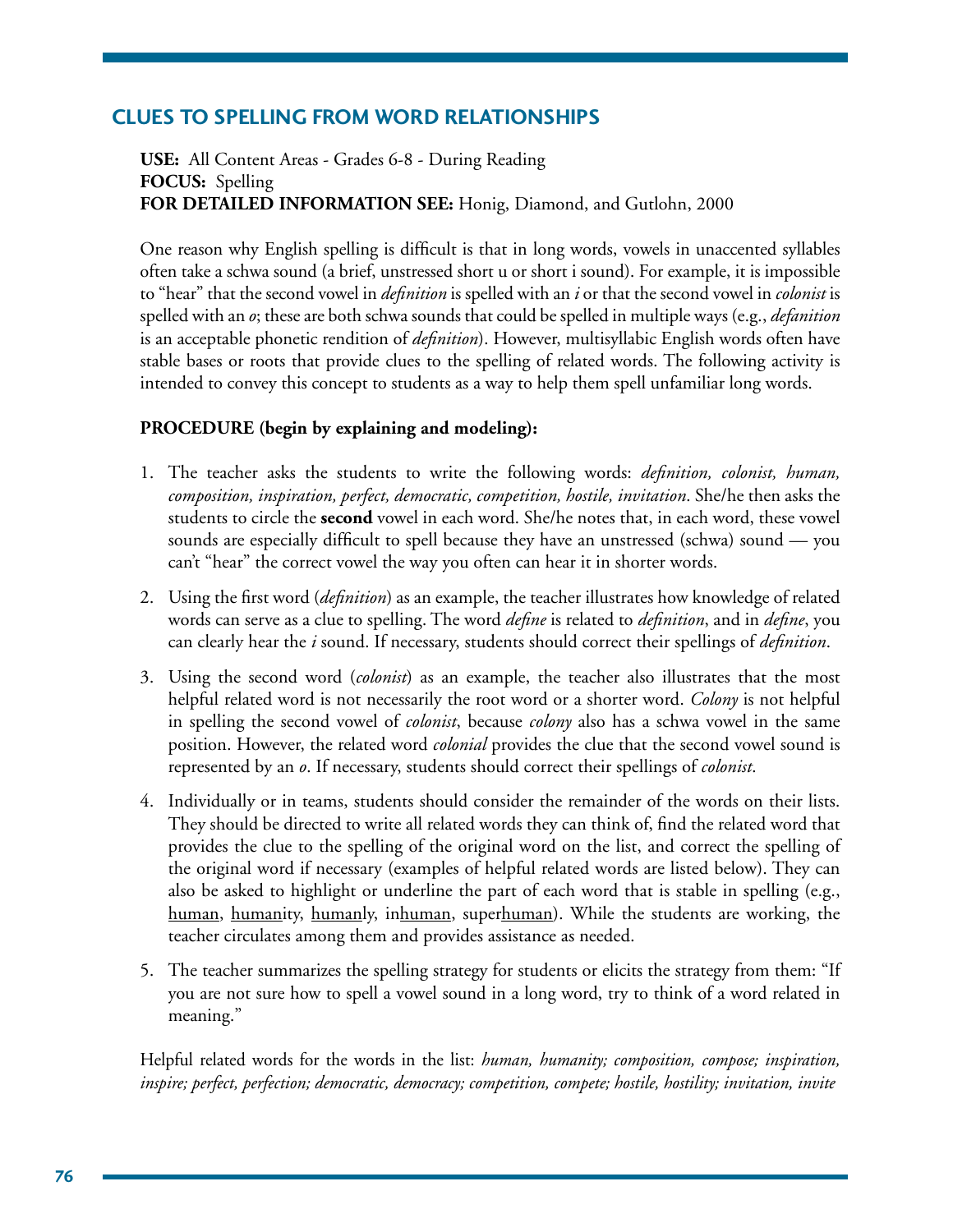## CLUES TO SPELLING FROM WORD RELATIONSHIPS

**USE:** All Content Areas - Grades 6-8 - During Reading
**FOCUS:** Spelling
**FOR DETAILED INFORMATION SEE:** Honig, Diamond, and Gutlohn, 2000

One reason why English spelling is difficult is that in long words, vowels in unaccented syllables often take a schwa sound (a brief, unstressed short u or short i sound). For example, it is impossible to "hear" that the second vowel in *definition* is spelled with an *i* or that the second vowel in *colonist* is spelled with an *o*; these are both schwa sounds that could be spelled in multiple ways (e.g., *defanition* is an acceptable phonetic rendition of *definition*). However, multisyllabic English words often have stable bases or roots that provide clues to the spelling of related words. The following activity is intended to convey this concept to students as a way to help them spell unfamiliar long words.

**PROCEDURE (begin by explaining and modeling):**

1. The teacher asks the students to write the following words: *definition, colonist, human, composition, inspiration, perfect, democratic, competition, hostile, invitation*. She/he then asks the students to circle the **second** vowel in each word. She/he notes that, in each word, these vowel sounds are especially difficult to spell because they have an unstressed (schwa) sound — you can't "hear" the correct vowel the way you often can hear it in shorter words.
2. Using the first word (*definition*) as an example, the teacher illustrates how knowledge of related words can serve as a clue to spelling. The word *define* is related to *definition*, and in *define*, you can clearly hear the *i* sound. If necessary, students should correct their spellings of *definition*.
3. Using the second word (*colonist*) as an example, the teacher also illustrates that the most helpful related word is not necessarily the root word or a shorter word. *Colony* is not helpful in spelling the second vowel of *colonist*, because *colony* also has a schwa vowel in the same position. However, the related word *colonial* provides the clue that the second vowel sound is represented by an *o*. If necessary, students should correct their spellings of *colonist*.
4. Individually or in teams, students should consider the remainder of the words on their lists. They should be directed to write all related words they can think of, find the related word that provides the clue to the spelling of the original word on the list, and correct the spelling of the original word if necessary (examples of helpful related words are listed below). They can also be asked to highlight or underline the part of each word that is stable in spelling (e.g., <u>human</u>, <u>human</u>ity, <u>human</u>ly, in<u>human</u>, super<u>human</u>). While the students are working, the teacher circulates among them and provides assistance as needed.
5. The teacher summarizes the spelling strategy for students or elicits the strategy from them: "If you are not sure how to spell a vowel sound in a long word, try to think of a word related in meaning."

Helpful related words for the words in the list: *human, humanity; composition, compose; inspiration, inspire; perfect, perfection; democratic, democracy; competition, compete; hostile, hostility; invitation, invite*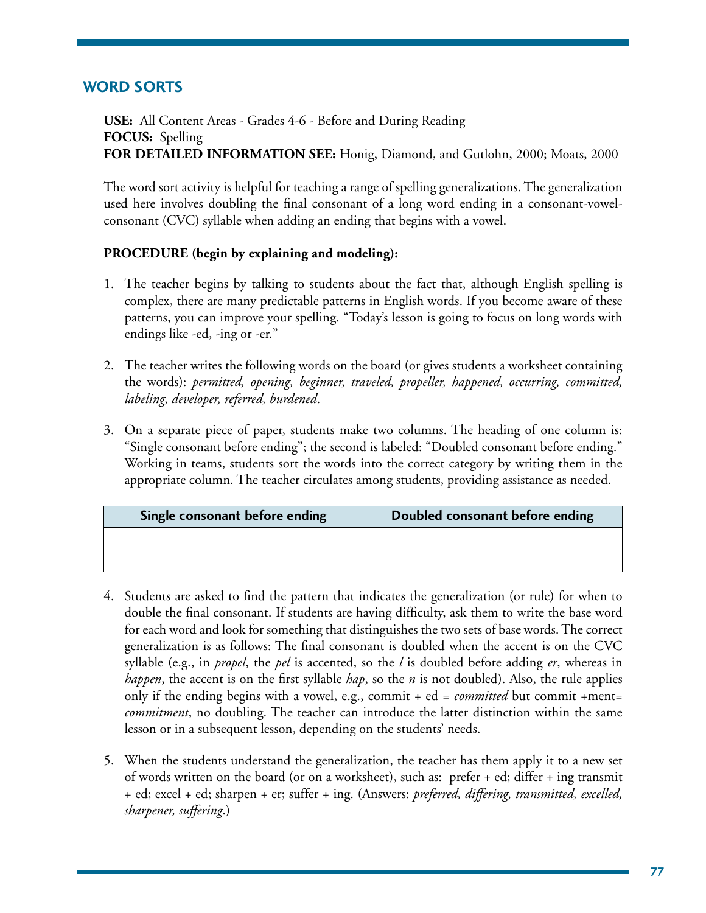## WORD SORTS

**USE:** All Content Areas - Grades 4-6 - Before and During Reading
**FOCUS:** Spelling
**FOR DETAILED INFORMATION SEE:** Honig, Diamond, and Gutlohn, 2000; Moats, 2000

The word sort activity is helpful for teaching a range of spelling generalizations. The generalization used here involves doubling the final consonant of a long word ending in a consonant-vowel-consonant (CVC) syllable when adding an ending that begins with a vowel.

**PROCEDURE (begin by explaining and modeling):**

1. The teacher begins by talking to students about the fact that, although English spelling is complex, there are many predictable patterns in English words. If you become aware of these patterns, you can improve your spelling. "Today's lesson is going to focus on long words with endings like -ed, -ing or -er."

2. The teacher writes the following words on the board (or gives students a worksheet containing the words): *permitted, opening, beginner, traveled, propeller, happened, occurring, committed, labeling, developer, referred, burdened*.

3. On a separate piece of paper, students make two columns. The heading of one column is: "Single consonant before ending"; the second is labeled: "Doubled consonant before ending." Working in teams, students sort the words into the correct category by writing them in the appropriate column. The teacher circulates among students, providing assistance as needed.

| Single consonant before ending | Doubled consonant before ending |
|---|---|
| | |

4. Students are asked to find the pattern that indicates the generalization (or rule) for when to double the final consonant. If students are having difficulty, ask them to write the base word for each word and look for something that distinguishes the two sets of base words. The correct generalization is as follows: The final consonant is doubled when the accent is on the CVC syllable (e.g., in *propel*, the *pel* is accented, so the *l* is doubled before adding *er*, whereas in *happen*, the accent is on the first syllable *hap*, so the *n* is not doubled). Also, the rule applies only if the ending begins with a vowel, e.g., commit + ed = *committed* but commit +ment= *commitment*, no doubling. The teacher can introduce the latter distinction within the same lesson or in a subsequent lesson, depending on the students' needs.

5. When the students understand the generalization, the teacher has them apply it to a new set of words written on the board (or on a worksheet), such as: prefer + ed; differ + ing transmit + ed; excel + ed; sharpen + er; suffer + ing. (Answers: *preferred, differing, transmitted, excelled, sharpener, suffering*.)